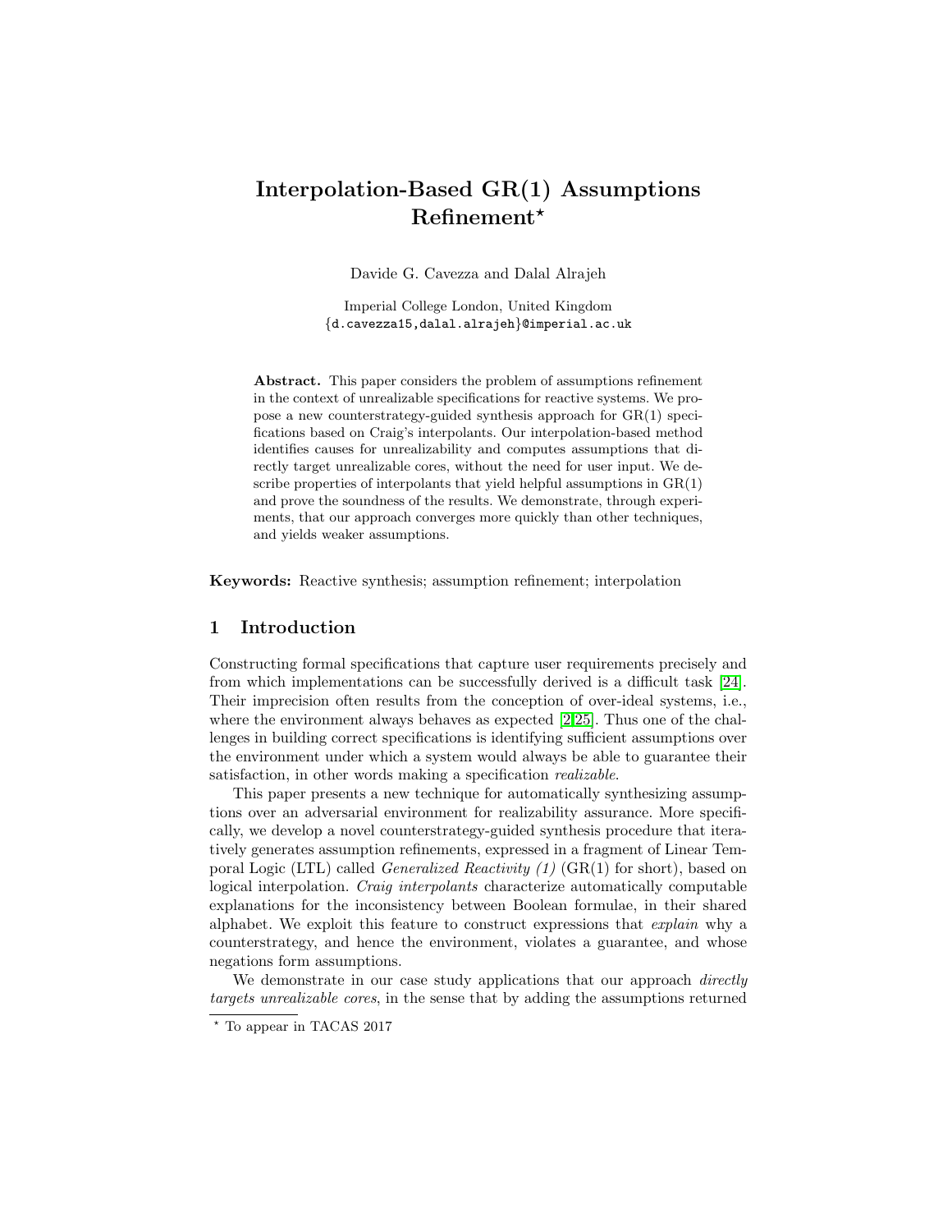# Interpolation-Based GR(1) Assumptions Refinement*

Davide G. Cavezza and Dalal Alrajeh

Imperial College London, United Kingdom
{d.cavezza15,dalal.alrajeh}@imperial.ac.uk

**Abstract.** This paper considers the problem of assumptions refinement in the context of unrealizable specifications for reactive systems. We propose a new counterstrategy-guided synthesis approach for GR(1) specifications based on Craig's interpolants. Our interpolation-based method identifies causes for unrealizability and computes assumptions that directly target unrealizable cores, without the need for user input. We describe properties of interpolants that yield helpful assumptions in GR(1) and prove the soundness of the results. We demonstrate, through experiments, that our approach converges more quickly than other techniques, and yields weaker assumptions.

**Keywords:** Reactive synthesis; assumption refinement; interpolation

## 1 Introduction

Constructing formal specifications that capture user requirements precisely and from which implementations can be successfully derived is a difficult task [24]. Their imprecision often results from the conception of over-ideal systems, i.e., where the environment always behaves as expected [2,25]. Thus one of the challenges in building correct specifications is identifying sufficient assumptions over the environment under which a system would always be able to guarantee their satisfaction, in other words making a specification *realizable*.

This paper presents a new technique for automatically synthesizing assumptions over an adversarial environment for realizability assurance. More specifically, we develop a novel counterstrategy-guided synthesis procedure that iteratively generates assumption refinements, expressed in a fragment of Linear Temporal Logic (LTL) called *Generalized Reactivity (1)* (GR(1) for short), based on logical interpolation. *Craig interpolants* characterize automatically computable explanations for the inconsistency between Boolean formulae, in their shared alphabet. We exploit this feature to construct expressions that *explain* why a counterstrategy, and hence the environment, violates a guarantee, and whose negations form assumptions.

We demonstrate in our case study applications that our approach *directly targets unrealizable cores*, in the sense that by adding the assumptions returned

---

* To appear in TACAS 2017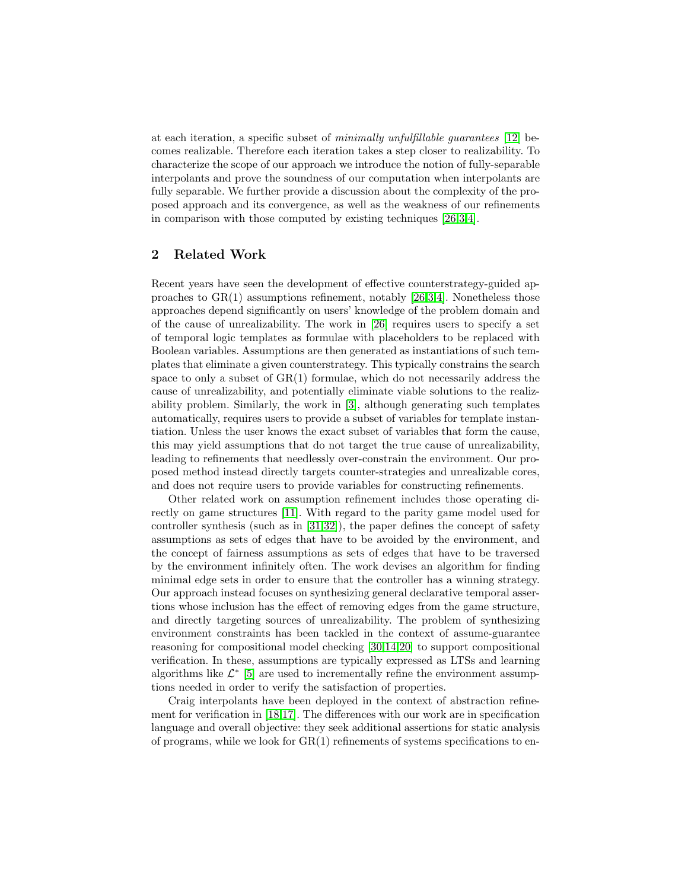at each iteration, a specific subset of *minimally unfulfillable guarantees* [12] becomes realizable. Therefore each iteration takes a step closer to realizability. To characterize the scope of our approach we introduce the notion of fully-separable interpolants and prove the soundness of our computation when interpolants are fully separable. We further provide a discussion about the complexity of the proposed approach and its convergence, as well as the weakness of our refinements in comparison with those computed by existing techniques [26,3,4].

## 2 Related Work

Recent years have seen the development of effective counterstrategy-guided approaches to GR(1) assumptions refinement, notably [26,3,4]. Nonetheless those approaches depend significantly on users' knowledge of the problem domain and of the cause of unrealizability. The work in [26] requires users to specify a set of temporal logic templates as formulae with placeholders to be replaced with Boolean variables. Assumptions are then generated as instantiations of such templates that eliminate a given counterstrategy. This typically constrains the search space to only a subset of GR(1) formulae, which do not necessarily address the cause of unrealizability, and potentially eliminate viable solutions to the realizability problem. Similarly, the work in [3], although generating such templates automatically, requires users to provide a subset of variables for template instantiation. Unless the user knows the exact subset of variables that form the cause, this may yield assumptions that do not target the true cause of unrealizability, leading to refinements that needlessly over-constrain the environment. Our proposed method instead directly targets counter-strategies and unrealizable cores, and does not require users to provide variables for constructing refinements.

Other related work on assumption refinement includes those operating directly on game structures [11]. With regard to the parity game model used for controller synthesis (such as in [31,32]), the paper defines the concept of safety assumptions as sets of edges that have to be avoided by the environment, and the concept of fairness assumptions as sets of edges that have to be traversed by the environment infinitely often. The work devises an algorithm for finding minimal edge sets in order to ensure that the controller has a winning strategy. Our approach instead focuses on synthesizing general declarative temporal assertions whose inclusion has the effect of removing edges from the game structure, and directly targeting sources of unrealizability. The problem of synthesizing environment constraints has been tackled in the context of assume-guarantee reasoning for compositional model checking [30,14,20] to support compositional verification. In these, assumptions are typically expressed as LTSs and learning algorithms like $\mathcal{L}^*$ [5] are used to incrementally refine the environment assumptions needed in order to verify the satisfaction of properties.

Craig interpolants have been deployed in the context of abstraction refinement for verification in [18,17]. The differences with our work are in specification language and overall objective: they seek additional assertions for static analysis of programs, while we look for GR(1) refinements of systems specifications to en-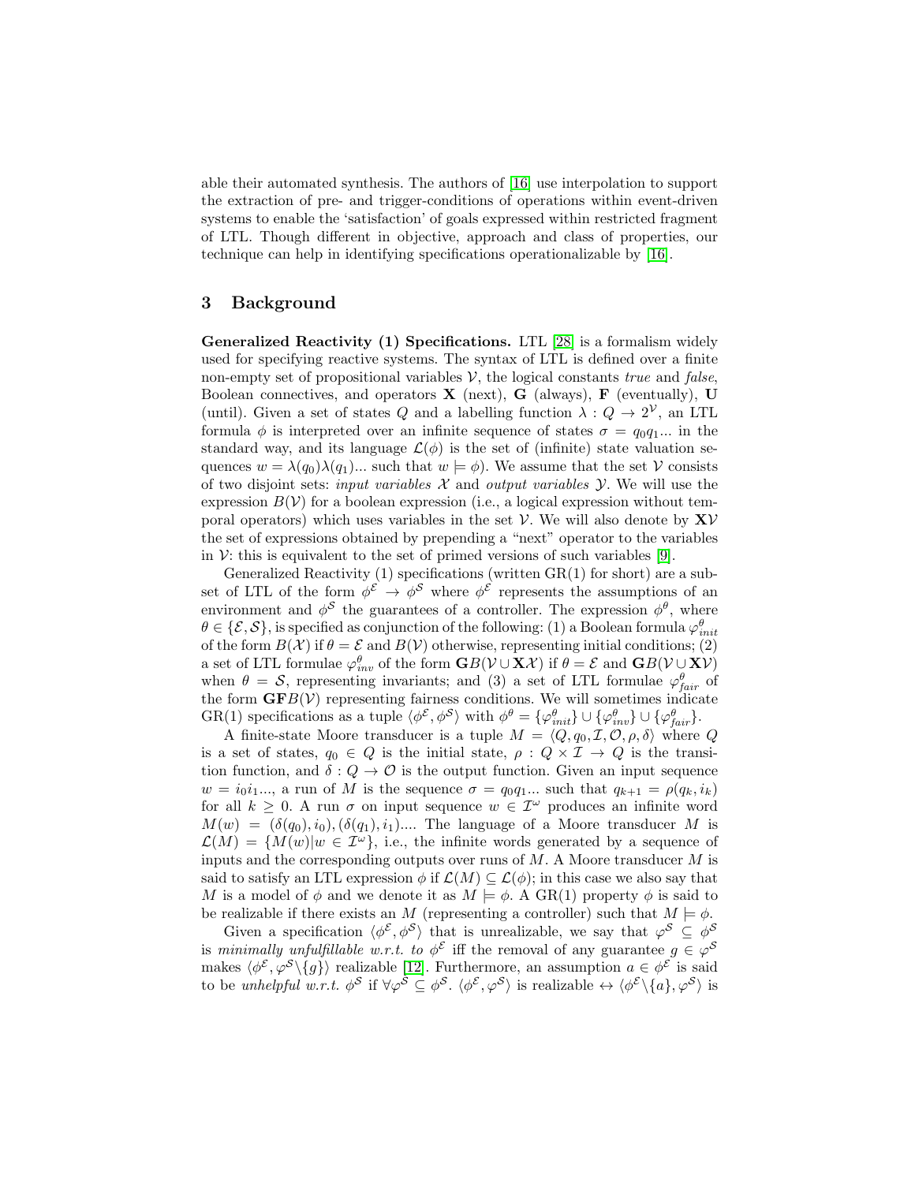able their automated synthesis. The authors of [16] use interpolation to support the extraction of pre- and trigger-conditions of operations within event-driven systems to enable the 'satisfaction' of goals expressed within restricted fragment of LTL. Though different in objective, approach and class of properties, our technique can help in identifying specifications operationalizable by [16].

## 3 Background

**Generalized Reactivity (1) Specifications.** LTL [28] is a formalism widely used for specifying reactive systems. The syntax of LTL is defined over a finite non-empty set of propositional variables $\mathcal{V}$, the logical constants *true* and *false*, Boolean connectives, and operators $\mathbf{X}$ (next), $\mathbf{G}$ (always), $\mathbf{F}$ (eventually), $\mathbf{U}$ (until). Given a set of states $Q$ and a labelling function $\lambda : Q \rightarrow 2^{\mathcal{V}}$, an LTL formula $\phi$ is interpreted over an infinite sequence of states $\sigma = q_0 q_1 ...$ in the standard way, and its language $\mathcal{L}(\phi)$ is the set of (infinite) state valuation sequences $w = \lambda(q_0)\lambda(q_1)...$ such that $w \models \phi$). We assume that the set $\mathcal{V}$ consists of two disjoint sets: *input variables* $\mathcal{X}$ and *output variables* $\mathcal{Y}$. We will use the expression $B(\mathcal{V})$ for a boolean expression (i.e., a logical expression without temporal operators) which uses variables in the set $\mathcal{V}$. We will also denote by $\mathbf{X}\mathcal{V}$ the set of expressions obtained by prepending a "next" operator to the variables in $\mathcal{V}$: this is equivalent to the set of primed versions of such variables [9].

Generalized Reactivity (1) specifications (written GR(1) for short) are a subset of LTL of the form $\phi^{\mathcal{E}} \rightarrow \phi^{\mathcal{S}}$ where $\phi^{\mathcal{E}}$ represents the assumptions of an environment and $\phi^{\mathcal{S}}$ the guarantees of a controller. The expression $\phi^{\theta}$, where $\theta \in \{\mathcal{E}, \mathcal{S}\}$, is specified as conjunction of the following: (1) a Boolean formula $\varphi^{\theta}_{init}$ of the form $B(\mathcal{X})$ if $\theta = \mathcal{E}$ and $B(\mathcal{V})$ otherwise, representing initial conditions; (2) a set of LTL formulae $\varphi^{\theta}_{inv}$ of the form $\mathbf{G}B(\mathcal{V} \cup \mathbf{X}\mathcal{X})$ if $\theta = \mathcal{E}$ and $\mathbf{G}B(\mathcal{V} \cup \mathbf{X}\mathcal{V})$ when $\theta = \mathcal{S}$, representing invariants; and (3) a set of LTL formulae $\varphi^{\theta}_{fair}$ of the form $\mathbf{GF}B(\mathcal{V})$ representing fairness conditions. We will sometimes indicate GR(1) specifications as a tuple $\langle \phi^{\mathcal{E}}, \phi^{\mathcal{S}} \rangle$ with $\phi^{\theta} = \{\varphi^{\theta}_{init}\} \cup \{\varphi^{\theta}_{inv}\} \cup \{\varphi^{\theta}_{fair}\}$.

A finite-state Moore transducer is a tuple $M = \langle Q, q_0, \mathcal{I}, \mathcal{O}, \rho, \delta \rangle$ where $Q$ is a set of states, $q_0 \in Q$ is the initial state, $\rho : Q \times \mathcal{I} \rightarrow Q$ is the transition function, and $\delta : Q \rightarrow \mathcal{O}$ is the output function. Given an input sequence $w = i_0 i_1 ...$, a run of $M$ is the sequence $\sigma = q_0 q_1 ...$ such that $q_{k+1} = \rho(q_k, i_k)$ for all $k \geq 0$. A run $\sigma$ on input sequence $w \in \mathcal{I}^{\omega}$ produces an infinite word $M(w) = (\delta(q_0), i_0), (\delta(q_1), i_1)....$ The language of a Moore transducer $M$ is $\mathcal{L}(M) = \{M(w) | w \in \mathcal{I}^{\omega}\}$, i.e., the infinite words generated by a sequence of inputs and the corresponding outputs over runs of $M$. A Moore transducer $M$ is said to satisfy an LTL expression $\phi$ if $\mathcal{L}(M) \subseteq \mathcal{L}(\phi)$; in this case we also say that $M$ is a model of $\phi$ and we denote it as $M \models \phi$. A GR(1) property $\phi$ is said to be realizable if there exists an $M$ (representing a controller) such that $M \models \phi$.

Given a specification $\langle \phi^{\mathcal{E}}, \phi^{\mathcal{S}} \rangle$ that is unrealizable, we say that $\varphi^{\mathcal{S}} \subseteq \phi^{\mathcal{S}}$ is *minimally unfulfillable w.r.t. to* $\phi^{\mathcal{E}}$ iff the removal of any guarantee $g \in \varphi^{\mathcal{S}}$ makes $\langle \phi^{\mathcal{E}}, \varphi^{\mathcal{S}} \backslash \{g\} \rangle$ realizable [12]. Furthermore, an assumption $a \in \phi^{\mathcal{E}}$ is said to be *unhelpful w.r.t.* $\phi^{\mathcal{S}}$ if $\forall \varphi^{\mathcal{S}} \subseteq \phi^{\mathcal{S}}$. $\langle \phi^{\mathcal{E}}, \varphi^{\mathcal{S}} \rangle$ is realizable $\leftrightarrow \langle \phi^{\mathcal{E}} \backslash \{a\}, \varphi^{\mathcal{S}} \rangle$ is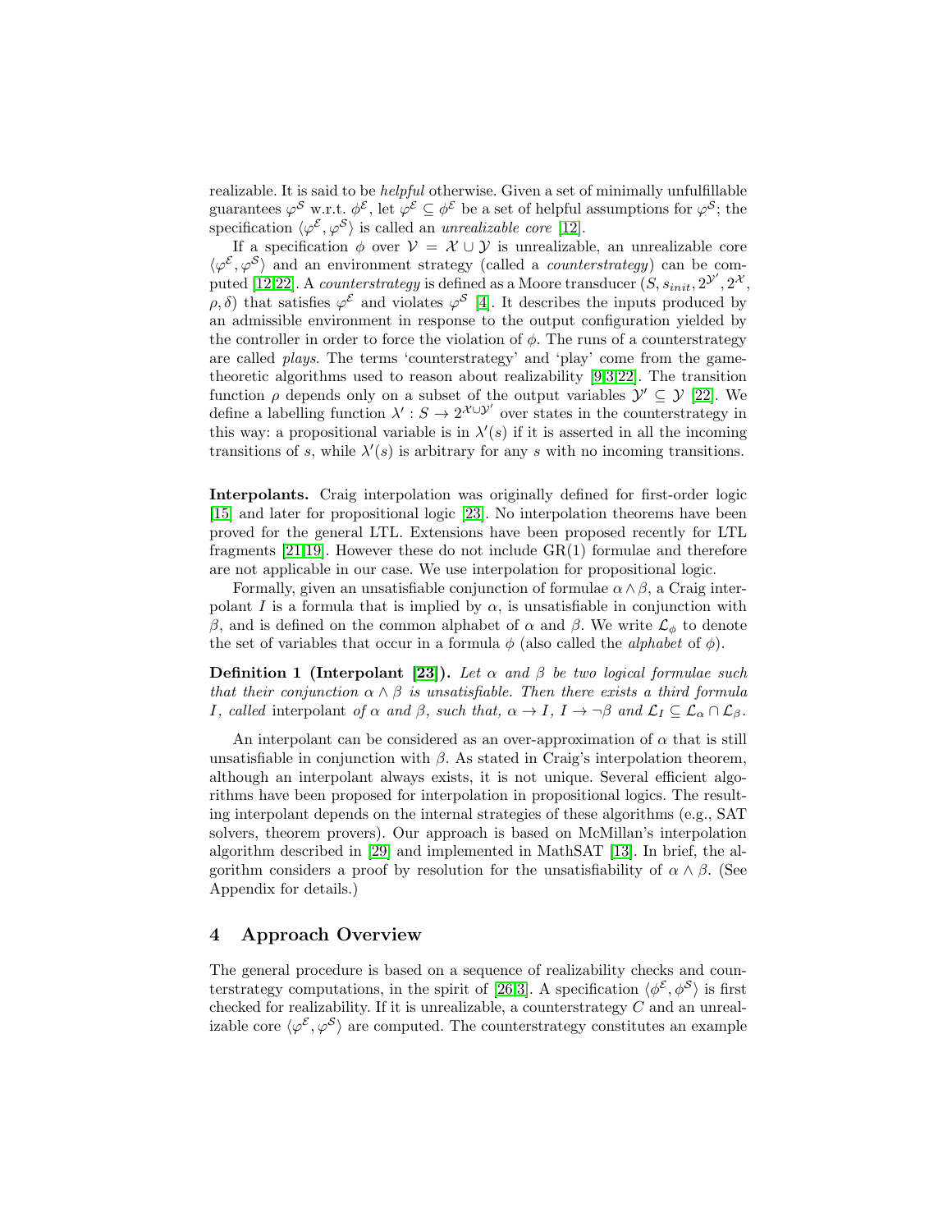realizable. It is said to be *helpful* otherwise. Given a set of minimally unfulfillable guarantees $\varphi^{\mathcal{S}}$ w.r.t. $\phi^{\mathcal{E}}$, let $\varphi^{\mathcal{E}} \subseteq \phi^{\mathcal{E}}$ be a set of helpful assumptions for $\varphi^{\mathcal{S}}$; the specification $\langle \varphi^{\mathcal{E}}, \varphi^{\mathcal{S}} \rangle$ is called an *unrealizable core* [12].

If a specification $\phi$ over $\mathcal{V} = \mathcal{X} \cup \mathcal{Y}$ is unrealizable, an unrealizable core $\langle \varphi^{\mathcal{E}}, \varphi^{\mathcal{S}} \rangle$ and an environment strategy (called a *counterstrategy*) can be computed [12,22]. A *counterstrategy* is defined as a Moore transducer $(S, s_{init}, 2^{\mathcal{Y}'}, 2^{\mathcal{X}}, \rho, \delta)$ that satisfies $\varphi^{\mathcal{E}}$ and violates $\varphi^{\mathcal{S}}$ [4]. It describes the inputs produced by an admissible environment in response to the output configuration yielded by the controller in order to force the violation of $\phi$. The runs of a counterstrategy are called *plays*. The terms 'counterstrategy' and 'play' come from the game-theoretic algorithms used to reason about realizability [9,3,22]. The transition function $\rho$ depends only on a subset of the output variables $\mathcal{Y}' \subseteq \mathcal{Y}$ [22]. We define a labelling function $\lambda' : S \rightarrow 2^{\mathcal{X} \cup \mathcal{Y}'}$ over states in the counterstrategy in this way: a propositional variable is in $\lambda'(s)$ if it is asserted in all the incoming transitions of $s$, while $\lambda'(s)$ is arbitrary for any $s$ with no incoming transitions.

**Interpolants.** Craig interpolation was originally defined for first-order logic [15] and later for propositional logic [23]. No interpolation theorems have been proved for the general LTL. Extensions have been proposed recently for LTL fragments [21,19]. However these do not include GR(1) formulae and therefore are not applicable in our case. We use interpolation for propositional logic.

Formally, given an unsatisfiable conjunction of formulae $\alpha \wedge \beta$, a Craig interpolant $I$ is a formula that is implied by $\alpha$, is unsatisfiable in conjunction with $\beta$, and is defined on the common alphabet of $\alpha$ and $\beta$. We write $\mathcal{L}_\phi$ to denote the set of variables that occur in a formula $\phi$ (also called the *alphabet* of $\phi$).

**Definition 1 (Interpolant [23]).** *Let $\alpha$ and $\beta$ be two logical formulae such that their conjunction $\alpha \wedge \beta$ is unsatisfiable. Then there exists a third formula $I$, called* interpolant *of $\alpha$ and $\beta$, such that, $\alpha \rightarrow I$, $I \rightarrow \neg\beta$ and $\mathcal{L}_I \subseteq \mathcal{L}_\alpha \cap \mathcal{L}_\beta$.*

An interpolant can be considered as an over-approximation of $\alpha$ that is still unsatisfiable in conjunction with $\beta$. As stated in Craig's interpolation theorem, although an interpolant always exists, it is not unique. Several efficient algorithms have been proposed for interpolation in propositional logics. The resulting interpolant depends on the internal strategies of these algorithms (e.g., SAT solvers, theorem provers). Our approach is based on McMillan's interpolation algorithm described in [29] and implemented in MathSAT [13]. In brief, the algorithm considers a proof by resolution for the unsatisfiability of $\alpha \wedge \beta$. (See Appendix for details.)

## 4 Approach Overview

The general procedure is based on a sequence of realizability checks and counterstrategy computations, in the spirit of [26,3]. A specification $\langle \phi^{\mathcal{E}}, \phi^{\mathcal{S}} \rangle$ is first checked for realizability. If it is unrealizable, a counterstrategy $C$ and an unrealizable core $\langle \varphi^{\mathcal{E}}, \varphi^{\mathcal{S}} \rangle$ are computed. The counterstrategy constitutes an example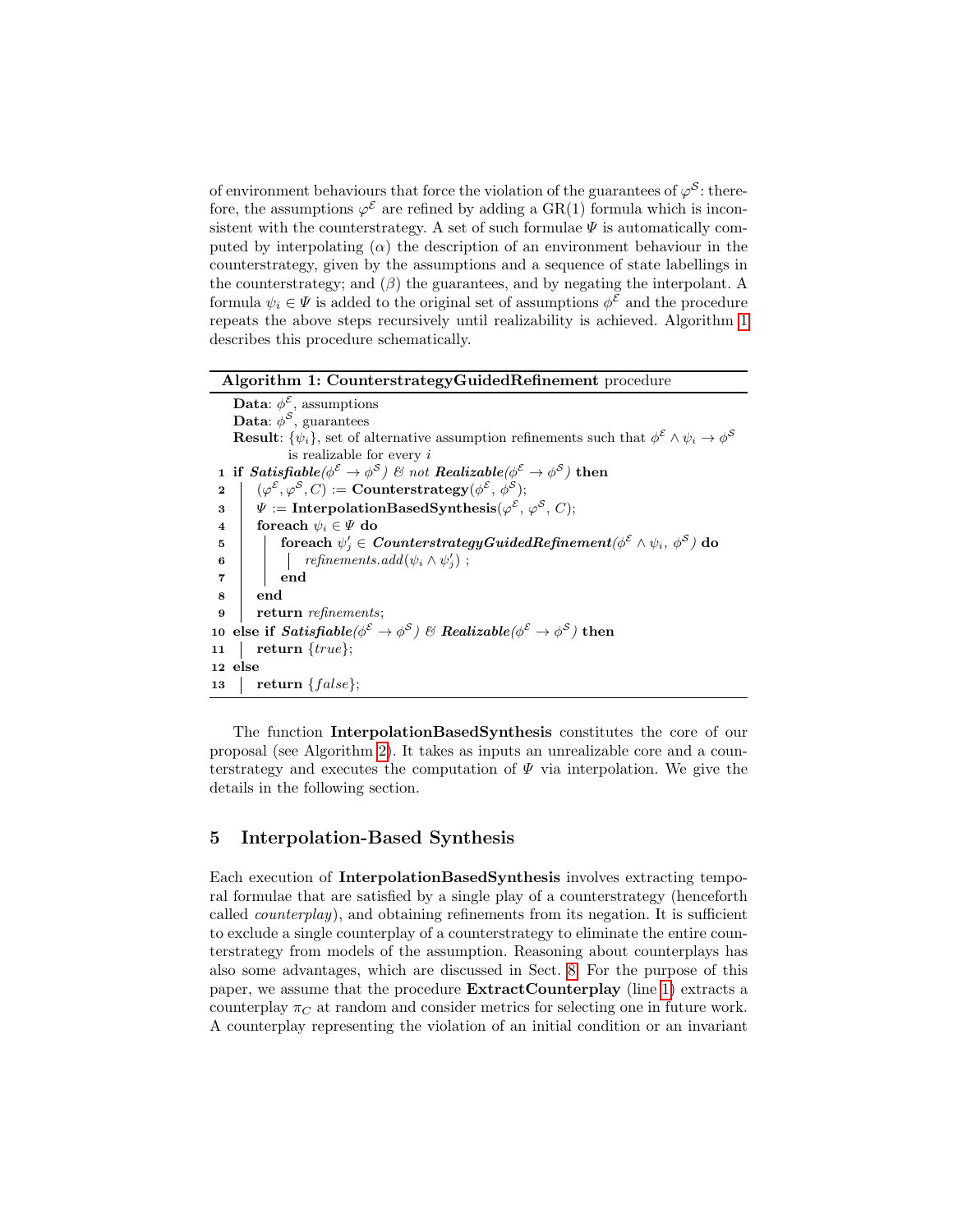of environment behaviours that force the violation of the guarantees of $\varphi^{\mathcal{S}}$: therefore, the assumptions $\varphi^{\mathcal{E}}$ are refined by adding a GR(1) formula which is inconsistent with the counterstrategy. A set of such formulae $\Psi$ is automatically computed by interpolating ($\alpha$) the description of an environment behaviour in the counterstrategy, given by the assumptions and a sequence of state labellings in the counterstrategy; and ($\beta$) the guarantees, and by negating the interpolant. A formula $\psi_i \in \Psi$ is added to the original set of assumptions $\phi^{\mathcal{E}}$ and the procedure repeats the above steps recursively until realizability is achieved. Algorithm 1 describes this procedure schematically.

**Algorithm 1: CounterstrategyGuidedRefinement** procedure

```
   Data: φ^E, assumptions
   Data: φ^S, guarantees
   Result: {ψ_i}, set of alternative assumption refinements such that φ^E ∧ ψ_i → φ^S
           is realizable for every i
 1 if Satisfiable(φ^E → φ^S) & not Realizable(φ^E → φ^S) then
 2 |   (φ^E, φ^S, C) := Counterstrategy(φ^E, φ^S);
 3 |   Ψ := InterpolationBasedSynthesis(φ^E, φ^S, C);
 4 |   foreach ψ_i ∈ Ψ do
 5 |   |   foreach ψ'_j ∈ CounterstrategyGuidedRefinement(φ^E ∧ ψ_i, φ^S) do
 6 |   |   |   refinements.add(ψ_i ∧ ψ'_j) ;
 7 |   |   end
 8 |   end
 9 |   return refinements;
10 else if Satisfiable(φ^E → φ^S) & Realizable(φ^E → φ^S) then
11 |   return {true};
12 else
13 |   return {false};
```

The function **InterpolationBasedSynthesis** constitutes the core of our proposal (see Algorithm 2). It takes as inputs an unrealizable core and a counterstrategy and executes the computation of $\Psi$ via interpolation. We give the details in the following section.

## 5 Interpolation-Based Synthesis

Each execution of **InterpolationBasedSynthesis** involves extracting temporal formulae that are satisfied by a single play of a counterstrategy (henceforth called *counterplay*), and obtaining refinements from its negation. It is sufficient to exclude a single counterplay of a counterstrategy to eliminate the entire counterstrategy from models of the assumption. Reasoning about counterplays has also some advantages, which are discussed in Sect. 8. For the purpose of this paper, we assume that the procedure **ExtractCounterplay** (line 1) extracts a counterplay $\pi_C$ at random and consider metrics for selecting one in future work. A counterplay representing the violation of an initial condition or an invariant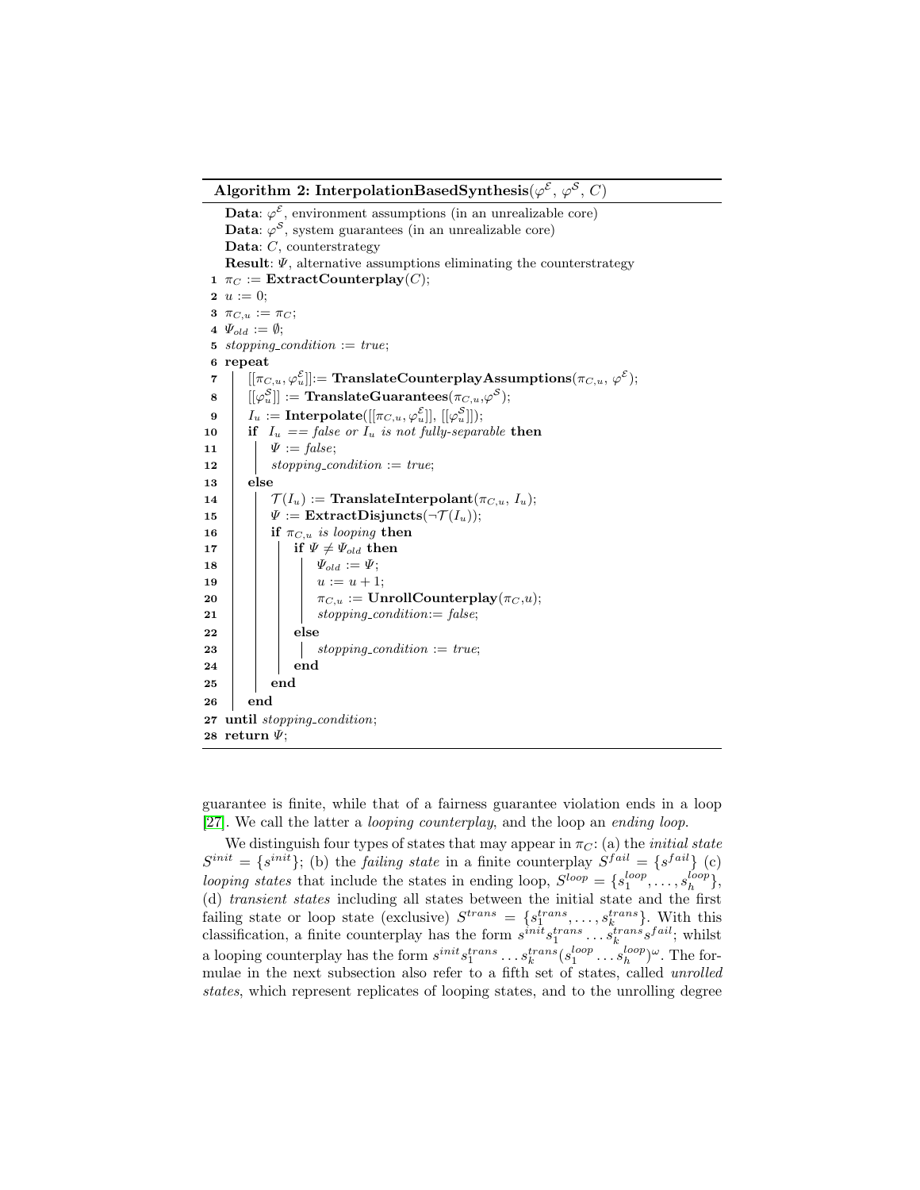**Algorithm 2: InterpolationBasedSynthesis**($\varphi^{\mathcal{E}}$, $\varphi^{\mathcal{S}}$, $C$)

```
   Data: φ^E, environment assumptions (in an unrealizable core)
   Data: φ^S, system guarantees (in an unrealizable core)
   Data: C, counterstrategy
   Result: Ψ, alternative assumptions eliminating the counterstrategy
 1 π_C := ExtractCounterplay(C);
 2 u := 0;
 3 π_{C,u} := π_C;
 4 Ψ_old := ∅;
 5 stopping_condition := true;
 6 repeat
 7     [[π_{C,u}, φ^E_u]] := TranslateCounterplayAssumptions(π_{C,u}, φ^E);
 8     [[φ^S_u]] := TranslateGuarantees(π_{C,u}, φ^S);
 9     I_u := Interpolate([[π_{C,u}, φ^E_u]], [[φ^S_u]]);
10     if I_u == false or I_u is not fully-separable then
11         Ψ := false;
12         stopping_condition := true;
13     else
14         T(I_u) := TranslateInterpolant(π_{C,u}, I_u);
15         Ψ := ExtractDisjuncts(¬T(I_u));
16         if π_{C,u} is looping then
17             if Ψ ≠ Ψ_old then
18                 Ψ_old := Ψ;
19                 u := u + 1;
20                 π_{C,u} := UnrollCounterplay(π_C, u);
21                 stopping_condition := false;
22             else
23                 stopping_condition := true;
24             end
25         end
26     end
27 until stopping_condition;
28 return Ψ;
```

guarantee is finite, while that of a fairness guarantee violation ends in a loop [27]. We call the latter a *looping counterplay*, and the loop an *ending loop*.

We distinguish four types of states that may appear in $\pi_C$: (a) the *initial state* $S^{init} = \{s^{init}\}$; (b) the *failing state* in a finite counterplay $S^{fail} = \{s^{fail}\}$ (c) *looping states* that include the states in ending loop, $S^{loop} = \{s_1^{loop}, \ldots, s_h^{loop}\}$, (d) *transient states* including all states between the initial state and the first failing state or loop state (exclusive) $S^{trans} = \{s_1^{trans}, \ldots, s_k^{trans}\}$. With this classification, a finite counterplay has the form $s^{init}s_1^{trans} \ldots s_k^{trans}s^{fail}$; whilst a looping counterplay has the form $s^{init}s_1^{trans} \ldots s_k^{trans}(s_1^{loop} \ldots s_h^{loop})^{\omega}$. The formulae in the next subsection also refer to a fifth set of states, called *unrolled states*, which represent replicates of looping states, and to the unrolling degree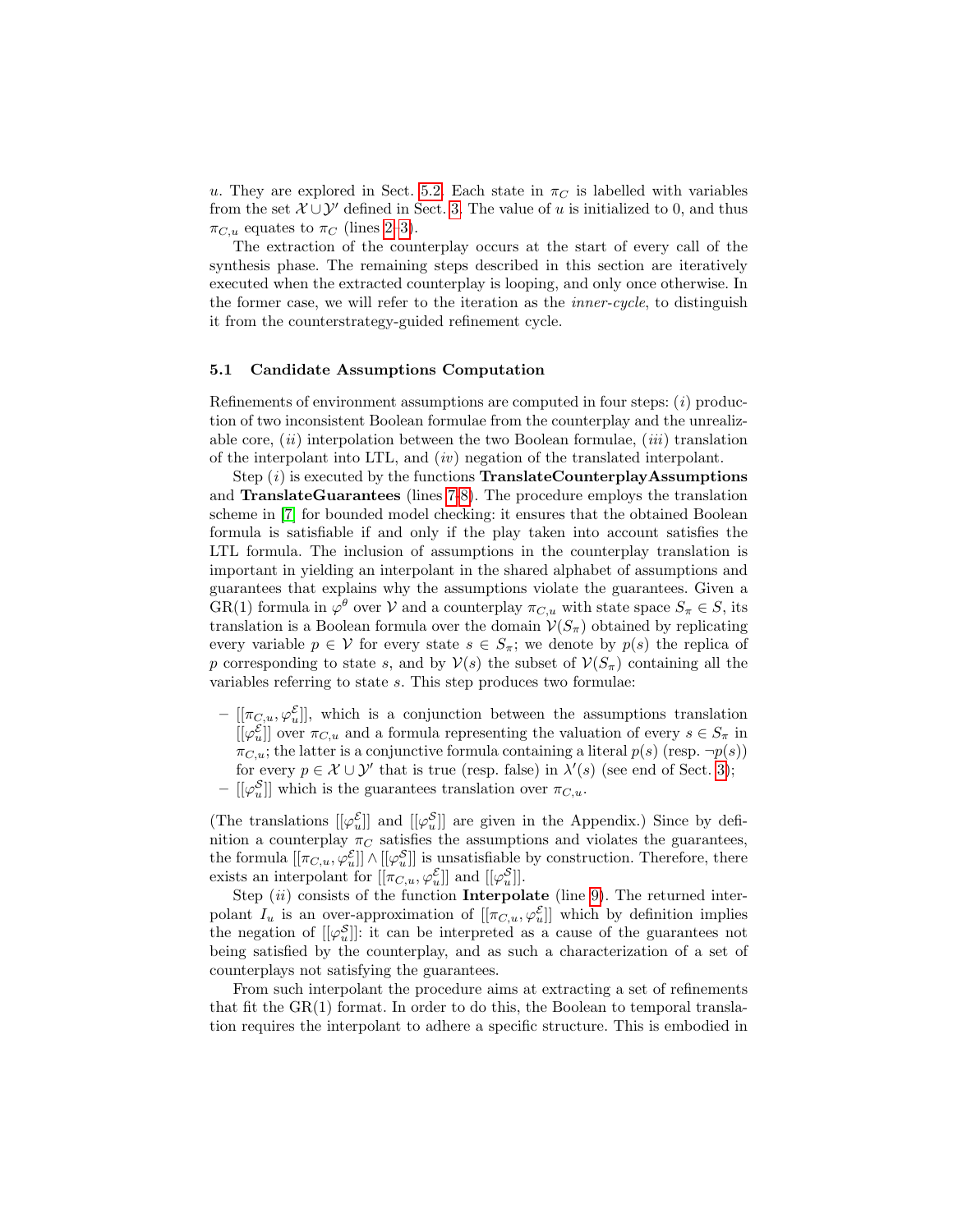$u$. They are explored in Sect. 5.2. Each state in $\pi_C$ is labelled with variables from the set $\mathcal{X} \cup \mathcal{Y}'$ defined in Sect. 3. The value of $u$ is initialized to 0, and thus $\pi_{C,u}$ equates to $\pi_C$ (lines 2–3).

The extraction of the counterplay occurs at the start of every call of the synthesis phase. The remaining steps described in this section are iteratively executed when the extracted counterplay is looping, and only once otherwise. In the former case, we will refer to the iteration as the *inner-cycle*, to distinguish it from the counterstrategy-guided refinement cycle.

### 5.1 Candidate Assumptions Computation

Refinements of environment assumptions are computed in four steps: (*i*) production of two inconsistent Boolean formulae from the counterplay and the unrealizable core, (*ii*) interpolation between the two Boolean formulae, (*iii*) translation of the interpolant into LTL, and (*iv*) negation of the translated interpolant.

Step (*i*) is executed by the functions **TranslateCounterplayAssumptions** and **TranslateGuarantees** (lines 7-8). The procedure employs the translation scheme in [7] for bounded model checking: it ensures that the obtained Boolean formula is satisfiable if and only if the play taken into account satisfies the LTL formula. The inclusion of assumptions in the counterplay translation is important in yielding an interpolant in the shared alphabet of assumptions and guarantees that explains why the assumptions violate the guarantees. Given a GR(1) formula in $\varphi^{\theta}$ over $\mathcal{V}$ and a counterplay $\pi_{C,u}$ with state space $S_{\pi} \in S$, its translation is a Boolean formula over the domain $\mathcal{V}(S_{\pi})$ obtained by replicating every variable $p \in \mathcal{V}$ for every state $s \in S_{\pi}$; we denote by $p(s)$ the replica of $p$ corresponding to state $s$, and by $\mathcal{V}(s)$ the subset of $\mathcal{V}(S_{\pi})$ containing all the variables referring to state $s$. This step produces two formulae:

- $[[\pi_{C,u}, \varphi_u^{\mathcal{E}}]]$, which is a conjunction between the assumptions translation $[[\varphi_u^{\mathcal{E}}]]$ over $\pi_{C,u}$ and a formula representing the valuation of every $s \in S_{\pi}$ in $\pi_{C,u}$; the latter is a conjunctive formula containing a literal $p(s)$ (resp. $\neg p(s)$) for every $p \in \mathcal{X} \cup \mathcal{Y}'$ that is true (resp. false) in $\lambda'(s)$ (see end of Sect. 3);
- $[[\varphi_u^{\mathcal{S}}]]$ which is the guarantees translation over $\pi_{C,u}$.

(The translations $[[\varphi_u^{\mathcal{E}}]]$ and $[[\varphi_u^{\mathcal{S}}]]$ are given in the Appendix.) Since by definition a counterplay $\pi_C$ satisfies the assumptions and violates the guarantees, the formula $[[\pi_{C,u}, \varphi_u^{\mathcal{E}}]] \wedge [[\varphi_u^{\mathcal{S}}]]$ is unsatisfiable by construction. Therefore, there exists an interpolant for $[[\pi_{C,u}, \varphi_u^{\mathcal{E}}]]$ and $[[\varphi_u^{\mathcal{S}}]]$.

Step (*ii*) consists of the function **Interpolate** (line 9). The returned interpolant $I_u$ is an over-approximation of $[[\pi_{C,u}, \varphi_u^{\mathcal{E}}]]$ which by definition implies the negation of $[[\varphi_u^{\mathcal{S}}]]$: it can be interpreted as a cause of the guarantees not being satisfied by the counterplay, and as such a characterization of a set of counterplays not satisfying the guarantees.

From such interpolant the procedure aims at extracting a set of refinements that fit the GR(1) format. In order to do this, the Boolean to temporal translation requires the interpolant to adhere a specific structure. This is embodied in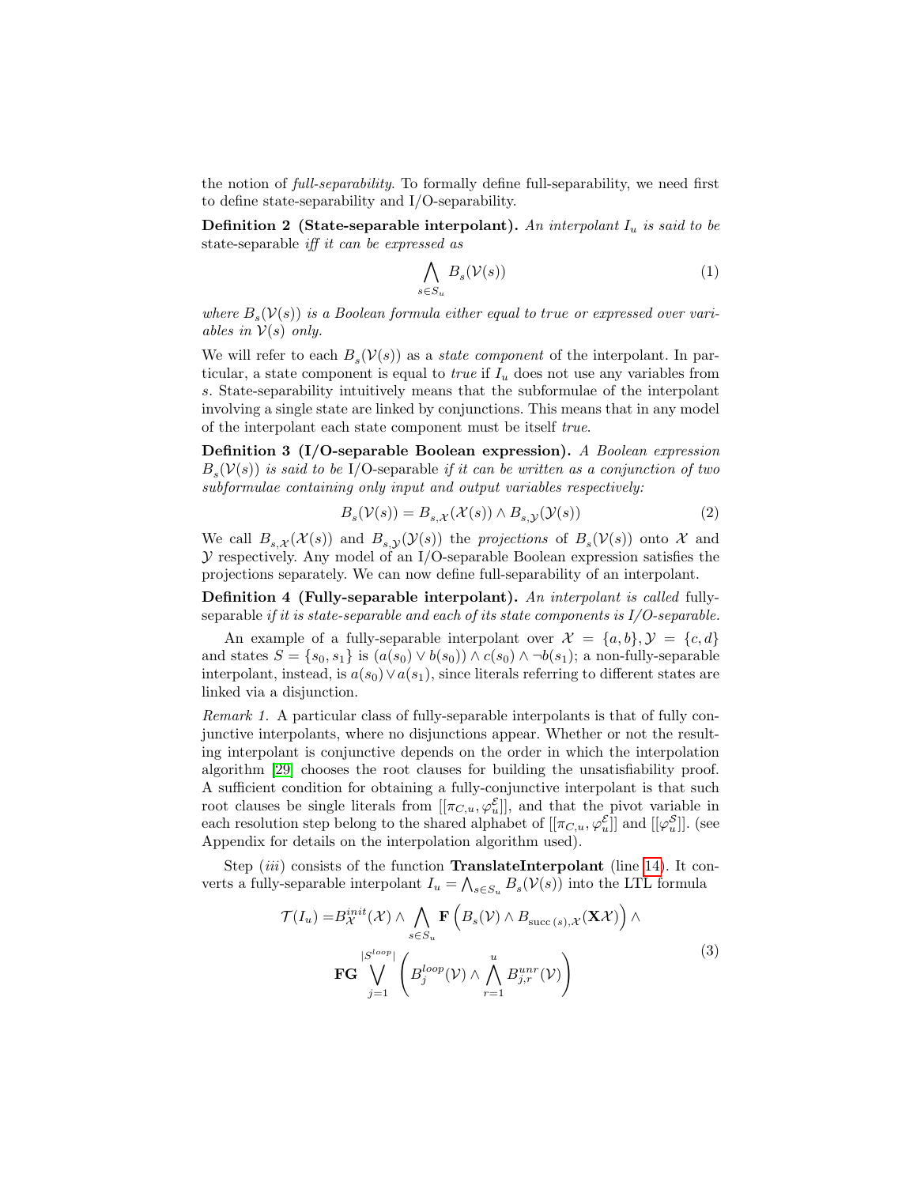the notion of *full-separability*. To formally define full-separability, we need first to define state-separability and I/O-separability.

**Definition 2 (State-separable interpolant).** *An interpolant $I_u$ is said to be* state-separable *iff it can be expressed as*

$$\bigwedge_{s \in S_u} B_s(\mathcal{V}(s)) \tag{1}$$

*where $B_s(\mathcal{V}(s))$ is a Boolean formula either equal to true or expressed over variables in $\mathcal{V}(s)$ only.*

We will refer to each $B_s(\mathcal{V}(s))$ as a *state component* of the interpolant. In particular, a state component is equal to *true* if $I_u$ does not use any variables from $s$. State-separability intuitively means that the subformulae of the interpolant involving a single state are linked by conjunctions. This means that in any model of the interpolant each state component must be itself *true*.

**Definition 3 (I/O-separable Boolean expression).** *A Boolean expression $B_s(\mathcal{V}(s))$ is said to be* I/O-separable *if it can be written as a conjunction of two subformulae containing only input and output variables respectively:*

$$B_s(\mathcal{V}(s)) = B_{s,\mathcal{X}}(\mathcal{X}(s)) \wedge B_{s,\mathcal{Y}}(\mathcal{Y}(s)) \tag{2}$$

We call $B_{s,\mathcal{X}}(\mathcal{X}(s))$ and $B_{s,\mathcal{Y}}(\mathcal{Y}(s))$ the *projections* of $B_s(\mathcal{V}(s))$ onto $\mathcal{X}$ and $\mathcal{Y}$ respectively. Any model of an I/O-separable Boolean expression satisfies the projections separately. We can now define full-separability of an interpolant.

**Definition 4 (Fully-separable interpolant).** *An interpolant is called* fully-separable *if it is state-separable and each of its state components is I/O-separable.*

An example of a fully-separable interpolant over $\mathcal{X} = \{a, b\}, \mathcal{Y} = \{c, d\}$ and states $S = \{s_0, s_1\}$ is $(a(s_0) \vee b(s_0)) \wedge c(s_0) \wedge \neg b(s_1)$; a non-fully-separable interpolant, instead, is $a(s_0) \vee a(s_1)$, since literals referring to different states are linked via a disjunction.

*Remark 1.* A particular class of fully-separable interpolants is that of fully conjunctive interpolants, where no disjunctions appear. Whether or not the resulting interpolant is conjunctive depends on the order in which the interpolation algorithm [29] chooses the root clauses for building the unsatisfiability proof. A sufficient condition for obtaining a fully-conjunctive interpolant is that such root clauses be single literals from $[[\pi_{C,u}, \varphi_u^{\mathcal{E}}]]$, and that the pivot variable in each resolution step belong to the shared alphabet of $[[\pi_{C,u}, \varphi_u^{\mathcal{E}}]]$ and $[[\varphi_u^{\mathcal{S}}]]$. (see Appendix for details on the interpolation algorithm used).

Step (*iii*) consists of the function **TranslateInterpolant** (line 14). It converts a fully-separable interpolant $I_u = \bigwedge_{s \in S_u} B_s(\mathcal{V}(s))$ into the LTL formula

$$\begin{aligned} \mathcal{T}(I_u) = & B_{\mathcal{X}}^{init}(\mathcal{X}) \wedge \bigwedge_{s \in S_u} \mathbf{F}\left(B_s(\mathcal{V}) \wedge B_{\text{succ}(s),\mathcal{X}}(\mathbf{X}\mathcal{X})\right) \wedge \\ & \mathbf{FG} \bigvee_{j=1}^{|S^{loop}|} \left(B_j^{loop}(\mathcal{V}) \wedge \bigwedge_{r=1}^{u} B_{j,r}^{unr}(\mathcal{V})\right) \end{aligned} \tag{3}$$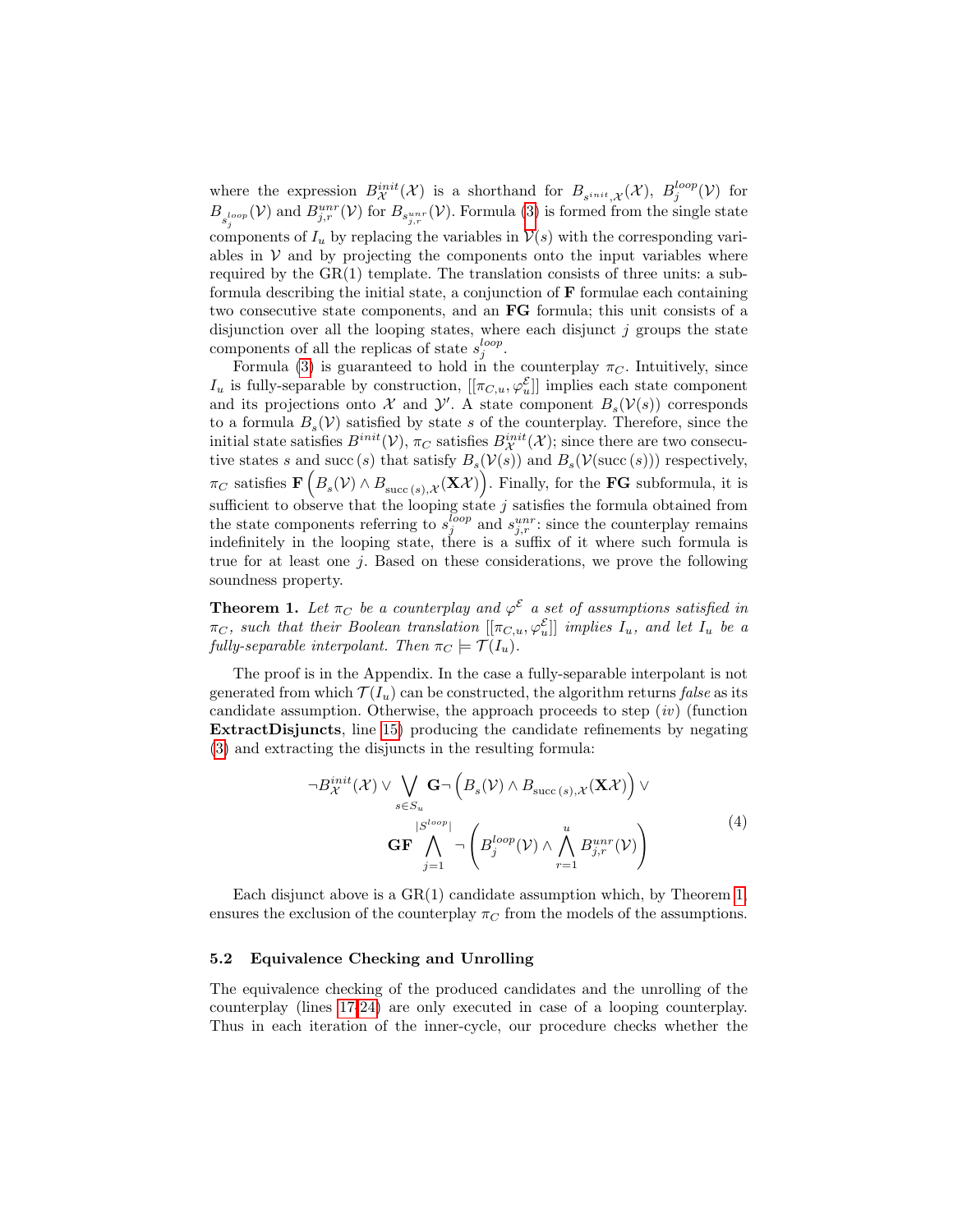where the expression $B^{init}_{\mathcal{X}}(\mathcal{X})$ is a shorthand for $B_{s^{init},\mathcal{X}}(\mathcal{X})$, $B^{loop}_j(\mathcal{V})$ for $B_{s^{loop}_j}(\mathcal{V})$ and $B^{unr}_{j,r}(\mathcal{V})$ for $B_{s^{unr}_{j,r}}(\mathcal{V})$. Formula (3) is formed from the single state components of $I_u$ by replacing the variables in $\mathcal{V}(s)$ with the corresponding variables in $\mathcal{V}$ and by projecting the components onto the input variables where required by the GR(1) template. The translation consists of three units: a subformula describing the initial state, a conjunction of **F** formulae each containing two consecutive state components, and an **FG** formula; this unit consists of a disjunction over all the looping states, where each disjunct $j$ groups the state components of all the replicas of state $s^{loop}_j$.

Formula (3) is guaranteed to hold in the counterplay $\pi_C$. Intuitively, since $I_u$ is fully-separable by construction, $[[\pi_{C,u}, \varphi^{\mathcal{E}}_u]]$ implies each state component and its projections onto $\mathcal{X}$ and $\mathcal{Y}'$. A state component $B_s(\mathcal{V}(s))$ corresponds to a formula $B_s(\mathcal{V})$ satisfied by state $s$ of the counterplay. Therefore, since the initial state satisfies $B^{init}(\mathcal{V})$, $\pi_C$ satisfies $B^{init}_{\mathcal{X}}(\mathcal{X})$; since there are two consecutive states $s$ and $\mathrm{succ}(s)$ that satisfy $B_s(\mathcal{V}(s))$ and $B_s(\mathcal{V}(\mathrm{succ}(s)))$ respectively, $\pi_C$ satisfies $\mathbf{F}\left(B_s(\mathcal{V}) \wedge B_{\mathrm{succ}(s),\mathcal{X}}(\mathbf{X}\mathcal{X})\right)$. Finally, for the **FG** subformula, it is sufficient to observe that the looping state $j$ satisfies the formula obtained from the state components referring to $s^{loop}_j$ and $s^{unr}_{j,r}$: since the counterplay remains indefinitely in the looping state, there is a suffix of it where such formula is true for at least one $j$. Based on these considerations, we prove the following soundness property.

**Theorem 1.** *Let $\pi_C$ be a counterplay and $\varphi^{\mathcal{E}}$ a set of assumptions satisfied in $\pi_C$, such that their Boolean translation $[[\pi_{C,u}, \varphi^{\mathcal{E}}_u]]$ implies $I_u$, and let $I_u$ be a fully-separable interpolant. Then $\pi_C \models \mathcal{T}(I_u)$.*

The proof is in the Appendix. In the case a fully-separable interpolant is not generated from which $\mathcal{T}(I_u)$ can be constructed, the algorithm returns *false* as its candidate assumption. Otherwise, the approach proceeds to step $(iv)$ (function **ExtractDisjuncts**, line 15) producing the candidate refinements by negating (3) and extracting the disjuncts in the resulting formula:

$$\neg B^{init}_{\mathcal{X}}(\mathcal{X}) \vee \bigvee_{s \in S_u} \mathbf{G}\neg\left(B_s(\mathcal{V}) \wedge B_{\mathrm{succ}(s),\mathcal{X}}(\mathbf{X}\mathcal{X})\right) \vee \mathbf{GF} \bigwedge_{j=1}^{|S^{loop}|} \neg\left(B^{loop}_j(\mathcal{V}) \wedge \bigwedge_{r=1}^{u} B^{unr}_{j,r}(\mathcal{V})\right) \quad (4)$$

Each disjunct above is a GR(1) candidate assumption which, by Theorem 1, ensures the exclusion of the counterplay $\pi_C$ from the models of the assumptions.

### 5.2 Equivalence Checking and Unrolling

The equivalence checking of the produced candidates and the unrolling of the counterplay (lines 17-24) are only executed in case of a looping counterplay. Thus in each iteration of the inner-cycle, our procedure checks whether the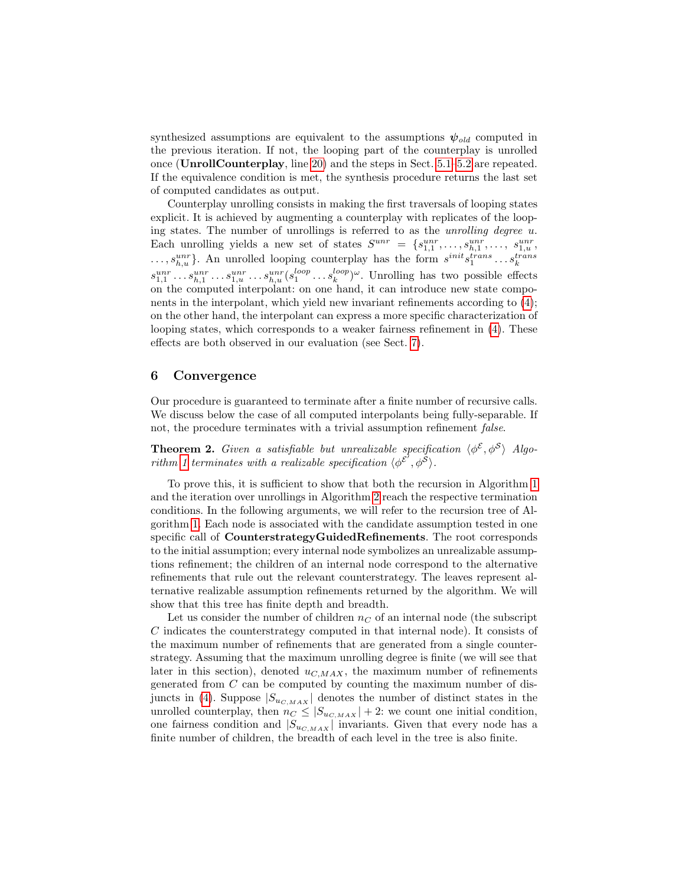synthesized assumptions are equivalent to the assumptions $\psi_{old}$ computed in the previous iteration. If not, the looping part of the counterplay is unrolled once (**UnrollCounterplay**, line 20) and the steps in Sect. 5.1–5.2 are repeated. If the equivalence condition is met, the synthesis procedure returns the last set of computed candidates as output.

Counterplay unrolling consists in making the first traversals of looping states explicit. It is achieved by augmenting a counterplay with replicates of the looping states. The number of unrollings is referred to as the *unrolling degree u*. Each unrolling yields a new set of states $S^{unr} = \{s^{unr}_{1,1}, \ldots, s^{unr}_{h,1}, \ldots, s^{unr}_{1,u}, \ldots, s^{unr}_{h,u}\}$. An unrolled looping counterplay has the form $s^{init} s^{trans}_1 \ldots s^{trans}_k$ $s^{unr}_{1,1} \ldots s^{unr}_{h,1} \ldots s^{unr}_{1,u} \ldots s^{unr}_{h,u} (s^{loop}_1 \ldots s^{loop}_k)^\omega$. Unrolling has two possible effects on the computed interpolant: on one hand, it can introduce new state components in the interpolant, which yield new invariant refinements according to (4); on the other hand, the interpolant can express a more specific characterization of looping states, which corresponds to a weaker fairness refinement in (4). These effects are both observed in our evaluation (see Sect. 7).

## 6 Convergence

Our procedure is guaranteed to terminate after a finite number of recursive calls. We discuss below the case of all computed interpolants being fully-separable. If not, the procedure terminates with a trivial assumption refinement *false*.

**Theorem 2.** *Given a satisfiable but unrealizable specification $\langle \phi^{\mathcal{E}}, \phi^{\mathcal{S}} \rangle$ Algorithm 1 terminates with a realizable specification $\langle \phi^{\mathcal{E}'}, \phi^{\mathcal{S}} \rangle$.*

To prove this, it is sufficient to show that both the recursion in Algorithm 1 and the iteration over unrollings in Algorithm 2 reach the respective termination conditions. In the following arguments, we will refer to the recursion tree of Algorithm 1. Each node is associated with the candidate assumption tested in one specific call of **CounterstrategyGuidedRefinements**. The root corresponds to the initial assumption; every internal node symbolizes an unrealizable assumptions refinement; the children of an internal node correspond to the alternative refinements that rule out the relevant counterstrategy. The leaves represent alternative realizable assumption refinements returned by the algorithm. We will show that this tree has finite depth and breadth.

Let us consider the number of children $n_C$ of an internal node (the subscript $C$ indicates the counterstrategy computed in that internal node). It consists of the maximum number of refinements that are generated from a single counterstrategy. Assuming that the maximum unrolling degree is finite (we will see that later in this section), denoted $u_{C,MAX}$, the maximum number of refinements generated from $C$ can be computed by counting the maximum number of disjuncts in (4). Suppose $|S_{u_{C,MAX}}|$ denotes the number of distinct states in the unrolled counterplay, then $n_C \leq |S_{u_{C,MAX}}| + 2$: we count one initial condition, one fairness condition and $|S_{u_{C,MAX}}|$ invariants. Given that every node has a finite number of children, the breadth of each level in the tree is also finite.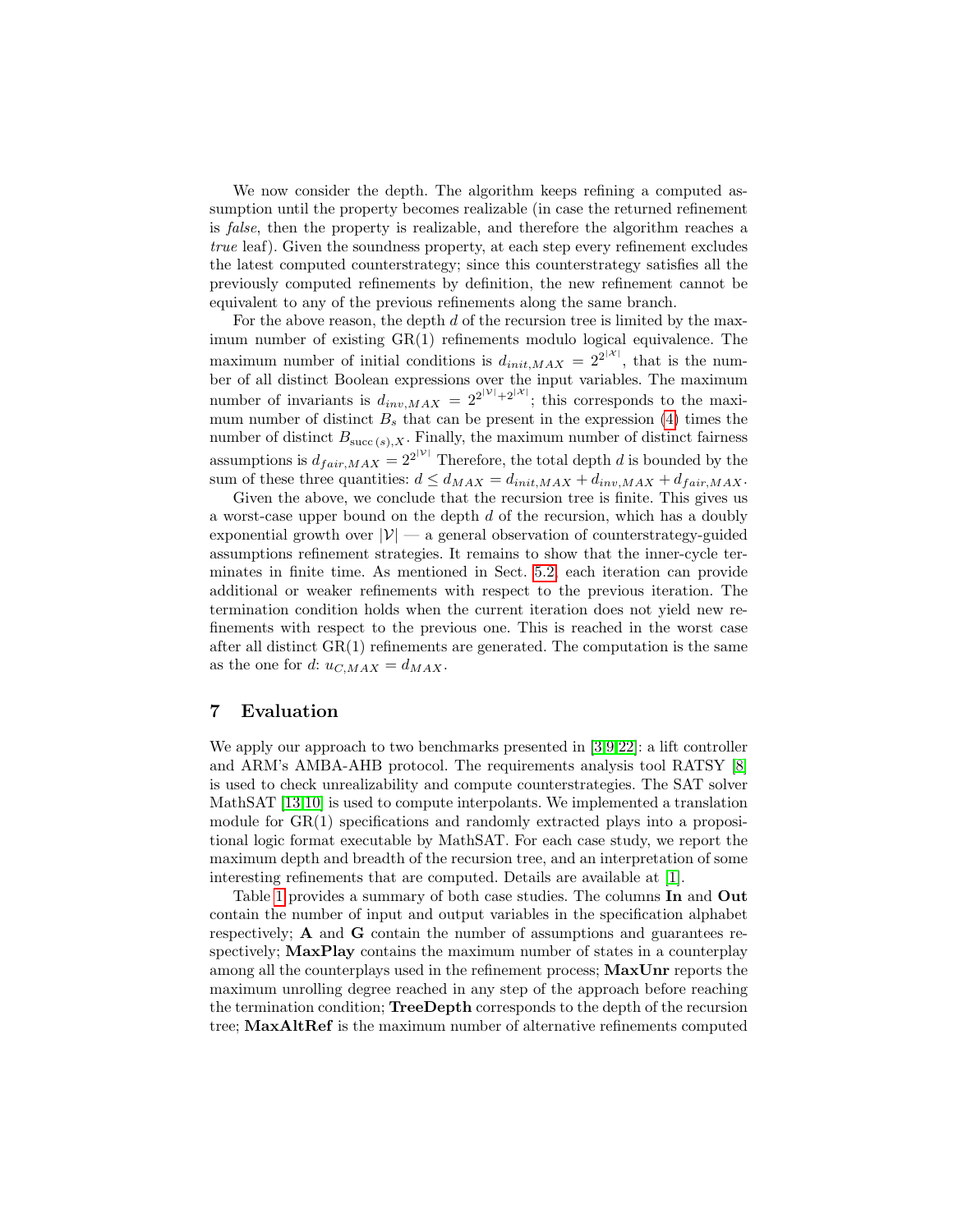We now consider the depth. The algorithm keeps refining a computed assumption until the property becomes realizable (in case the returned refinement is *false*, then the property is realizable, and therefore the algorithm reaches a *true* leaf). Given the soundness property, at each step every refinement excludes the latest computed counterstrategy; since this counterstrategy satisfies all the previously computed refinements by definition, the new refinement cannot be equivalent to any of the previous refinements along the same branch.

For the above reason, the depth $d$ of the recursion tree is limited by the maximum number of existing GR(1) refinements modulo logical equivalence. The maximum number of initial conditions is $d_{init,MAX} = 2^{2^{|\mathcal{X}|}}$, that is the number of all distinct Boolean expressions over the input variables. The maximum number of invariants is $d_{inv,MAX} = 2^{2^{|\mathcal{V}|}+2^{|\mathcal{X}|}}$; this corresponds to the maximum number of distinct $B_s$ that can be present in the expression (4) times the number of distinct $B_{\mathrm{succ}\,(s),X}$. Finally, the maximum number of distinct fairness assumptions is $d_{fair,MAX} = 2^{2^{|\mathcal{V}|}}$ Therefore, the total depth $d$ is bounded by the sum of these three quantities: $d \leq d_{MAX} = d_{init,MAX} + d_{inv,MAX} + d_{fair,MAX}$.

Given the above, we conclude that the recursion tree is finite. This gives us a worst-case upper bound on the depth $d$ of the recursion, which has a doubly exponential growth over $|\mathcal{V}|$ — a general observation of counterstrategy-guided assumptions refinement strategies. It remains to show that the inner-cycle terminates in finite time. As mentioned in Sect. 5.2, each iteration can provide additional or weaker refinements with respect to the previous iteration. The termination condition holds when the current iteration does not yield new refinements with respect to the previous one. This is reached in the worst case after all distinct GR(1) refinements are generated. The computation is the same as the one for $d$: $u_{C,MAX} = d_{MAX}$.

## 7 Evaluation

We apply our approach to two benchmarks presented in [3,9,22]: a lift controller and ARM's AMBA-AHB protocol. The requirements analysis tool RATSY [8] is used to check unrealizability and compute counterstrategies. The SAT solver MathSAT [13,10] is used to compute interpolants. We implemented a translation module for GR(1) specifications and randomly extracted plays into a propositional logic format executable by MathSAT. For each case study, we report the maximum depth and breadth of the recursion tree, and an interpretation of some interesting refinements that are computed. Details are available at [1].

Table 1 provides a summary of both case studies. The columns **In** and **Out** contain the number of input and output variables in the specification alphabet respectively; **A** and **G** contain the number of assumptions and guarantees respectively; **MaxPlay** contains the maximum number of states in a counterplay among all the counterplays used in the refinement process; **MaxUnr** reports the maximum unrolling degree reached in any step of the approach before reaching the termination condition; **TreeDepth** corresponds to the depth of the recursion tree; **MaxAltRef** is the maximum number of alternative refinements computed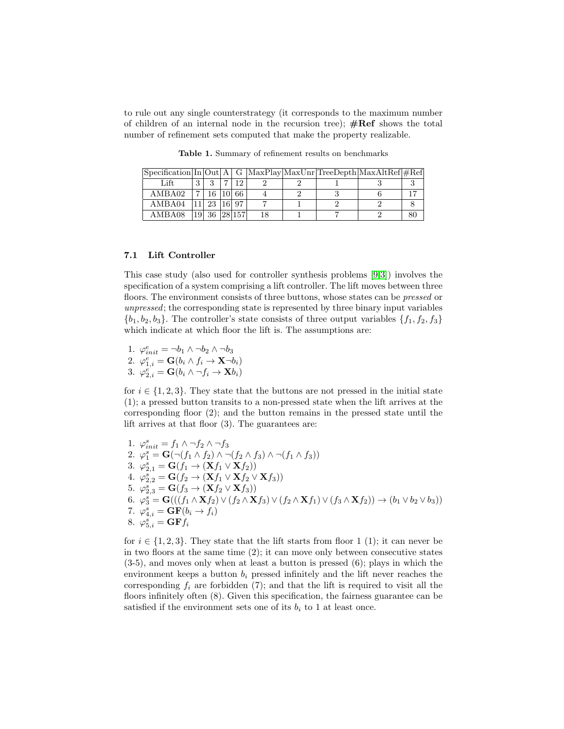to rule out any single counterstrategy (it corresponds to the maximum number of children of an internal node in the recursion tree); **#Ref** shows the total number of refinement sets computed that make the property realizable.

**Table 1.** Summary of refinement results on benchmarks

| Specification | In | Out | A | G | MaxPlay | MaxUnr | TreeDepth | MaxAltRef | #Ref |
|---|---|---|---|---|---|---|---|---|---|
| Lift | 3 | 3 | 7 | 12 | 2 | 2 | 1 | 3 | 3 |
| AMBA02 | 7 | 16 | 10 | 66 | 4 | 2 | 3 | 6 | 17 |
| AMBA04 | 11 | 23 | 16 | 97 | 7 | 1 | 2 | 2 | 8 |
| AMBA08 | 19 | 36 | 28 | 157 | 18 | 1 | 7 | 2 | 80 |

### 7.1 Lift Controller

This case study (also used for controller synthesis problems [9,3]) involves the specification of a system comprising a lift controller. The lift moves between three floors. The environment consists of three buttons, whose states can be *pressed* or *unpressed*; the corresponding state is represented by three binary input variables $\{b_1, b_2, b_3\}$. The controller's state consists of three output variables $\{f_1, f_2, f_3\}$ which indicate at which floor the lift is. The assumptions are:

1. $\varphi^e_{init} = \neg b_1 \wedge \neg b_2 \wedge \neg b_3$
2. $\varphi^e_{1,i} = \mathbf{G}(b_i \wedge f_i \rightarrow \mathbf{X}\neg b_i)$
3. $\varphi^e_{2,i} = \mathbf{G}(b_i \wedge \neg f_i \rightarrow \mathbf{X} b_i)$

for $i \in \{1, 2, 3\}$. They state that the buttons are not pressed in the initial state (1); a pressed button transits to a non-pressed state when the lift arrives at the corresponding floor (2); and the button remains in the pressed state until the lift arrives at that floor (3). The guarantees are:

1. $\varphi^s_{init} = f_1 \wedge \neg f_2 \wedge \neg f_3$
2. $\varphi^s_1 = \mathbf{G}(\neg(f_1 \wedge f_2) \wedge \neg(f_2 \wedge f_3) \wedge \neg(f_1 \wedge f_3))$
3. $\varphi^s_{2,1} = \mathbf{G}(f_1 \rightarrow (\mathbf{X} f_1 \vee \mathbf{X} f_2))$
4. $\varphi^s_{2,2} = \mathbf{G}(f_2 \rightarrow (\mathbf{X} f_1 \vee \mathbf{X} f_2 \vee \mathbf{X} f_3))$
5. $\varphi^s_{2,3} = \mathbf{G}(f_3 \rightarrow (\mathbf{X} f_2 \vee \mathbf{X} f_3))$
6. $\varphi^s_3 = \mathbf{G}(((f_1 \wedge \mathbf{X} f_2) \vee (f_2 \wedge \mathbf{X} f_3) \vee (f_2 \wedge \mathbf{X} f_1) \vee (f_3 \wedge \mathbf{X} f_2)) \rightarrow (b_1 \vee b_2 \vee b_3))$
7. $\varphi^s_{4,i} = \mathbf{GF}(b_i \rightarrow f_i)$
8. $\varphi^s_{5,i} = \mathbf{GF} f_i$

for $i \in \{1, 2, 3\}$. They state that the lift starts from floor 1 (1); it can never be in two floors at the same time (2); it can move only between consecutive states (3-5), and moves only when at least a button is pressed (6); plays in which the environment keeps a button $b_i$ pressed infinitely and the lift never reaches the corresponding $f_i$ are forbidden (7); and that the lift is required to visit all the floors infinitely often (8). Given this specification, the fairness guarantee can be satisfied if the environment sets one of its $b_i$ to 1 at least once.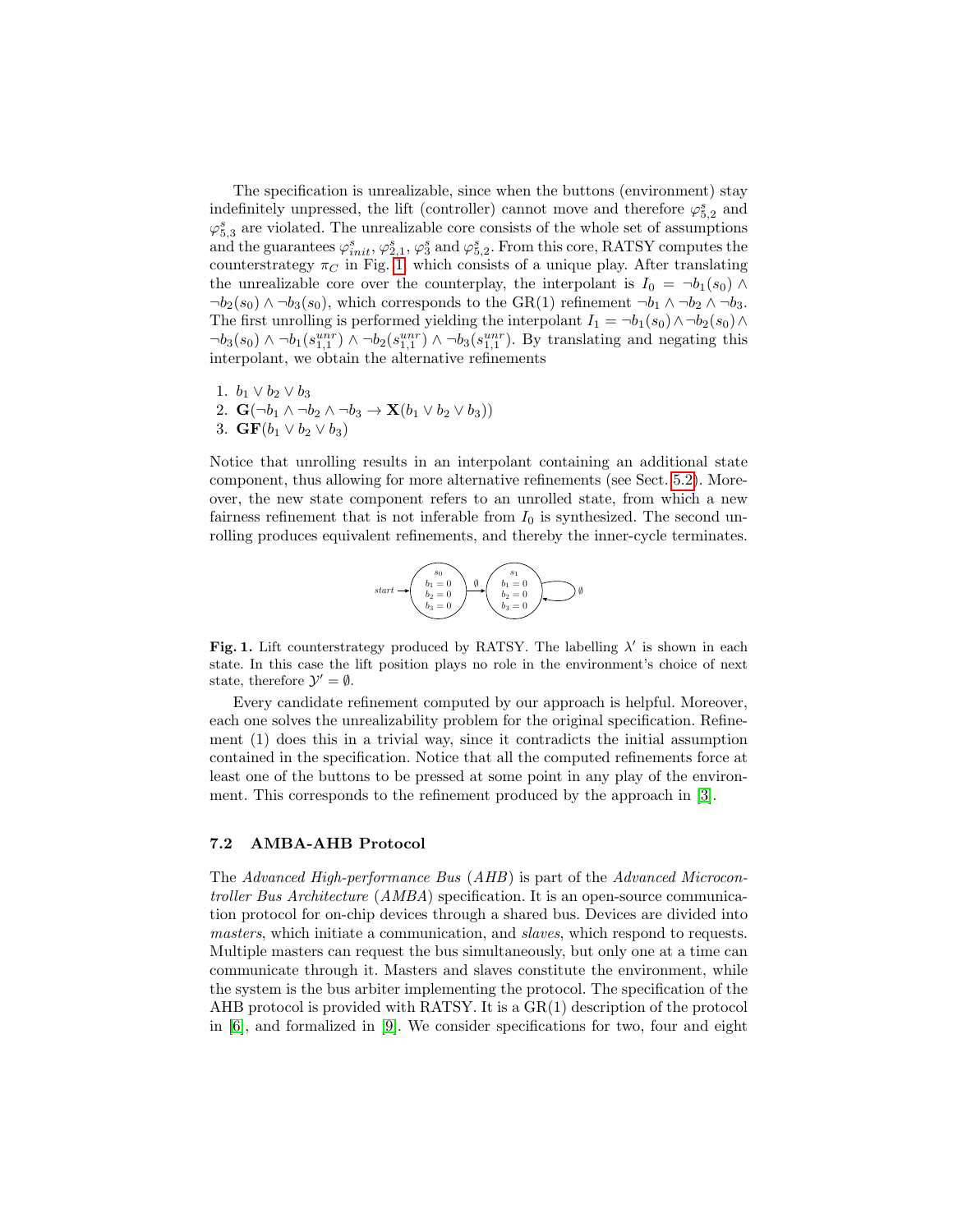The specification is unrealizable, since when the buttons (environment) stay indefinitely unpressed, the lift (controller) cannot move and therefore $\varphi^s_{5,2}$ and $\varphi^s_{5,3}$ are violated. The unrealizable core consists of the whole set of assumptions and the guarantees $\varphi^s_{init}$, $\varphi^s_{2,1}$, $\varphi^s_3$ and $\varphi^s_{5,2}$. From this core, RATSY computes the counterstrategy $\pi_C$ in Fig. 1, which consists of a unique play. After translating the unrealizable core over the counterplay, the interpolant is $I_0 = \neg b_1(s_0) \wedge \neg b_2(s_0) \wedge \neg b_3(s_0)$, which corresponds to the GR(1) refinement $\neg b_1 \wedge \neg b_2 \wedge \neg b_3$. The first unrolling is performed yielding the interpolant $I_1 = \neg b_1(s_0) \wedge \neg b_2(s_0) \wedge \neg b_3(s_0) \wedge \neg b_1(s^{unr}_{1,1}) \wedge \neg b_2(s^{unr}_{1,1}) \wedge \neg b_3(s^{unr}_{1,1})$. By translating and negating this interpolant, we obtain the alternative refinements

1. $b_1 \vee b_2 \vee b_3$
2. $\mathbf{G}(\neg b_1 \wedge \neg b_2 \wedge \neg b_3 \rightarrow \mathbf{X}(b_1 \vee b_2 \vee b_3))$
3. $\mathbf{GF}(b_1 \vee b_2 \vee b_3)$

Notice that unrolling results in an interpolant containing an additional state component, thus allowing for more alternative refinements (see Sect. 5.2). Moreover, the new state component refers to an unrolled state, from which a new fairness refinement that is not inferable from $I_0$ is synthesized. The second unrolling produces equivalent refinements, and thereby the inner-cycle terminates.

**Fig. 1.** Lift counterstrategy produced by RATSY. The labelling $\lambda'$ is shown in each state. In this case the lift position plays no role in the environment's choice of next state, therefore $\mathcal{Y}' = \emptyset$.

Every candidate refinement computed by our approach is helpful. Moreover, each one solves the unrealizability problem for the original specification. Refinement (1) does this in a trivial way, since it contradicts the initial assumption contained in the specification. Notice that all the computed refinements force at least one of the buttons to be pressed at some point in any play of the environment. This corresponds to the refinement produced by the approach in [3].

### 7.2 AMBA-AHB Protocol

The *Advanced High-performance Bus* (*AHB*) is part of the *Advanced Microcontroller Bus Architecture* (*AMBA*) specification. It is an open-source communication protocol for on-chip devices through a shared bus. Devices are divided into *masters*, which initiate a communication, and *slaves*, which respond to requests. Multiple masters can request the bus simultaneously, but only one at a time can communicate through it. Masters and slaves constitute the environment, while the system is the bus arbiter implementing the protocol. The specification of the AHB protocol is provided with RATSY. It is a GR(1) description of the protocol in [6], and formalized in [9]. We consider specifications for two, four and eight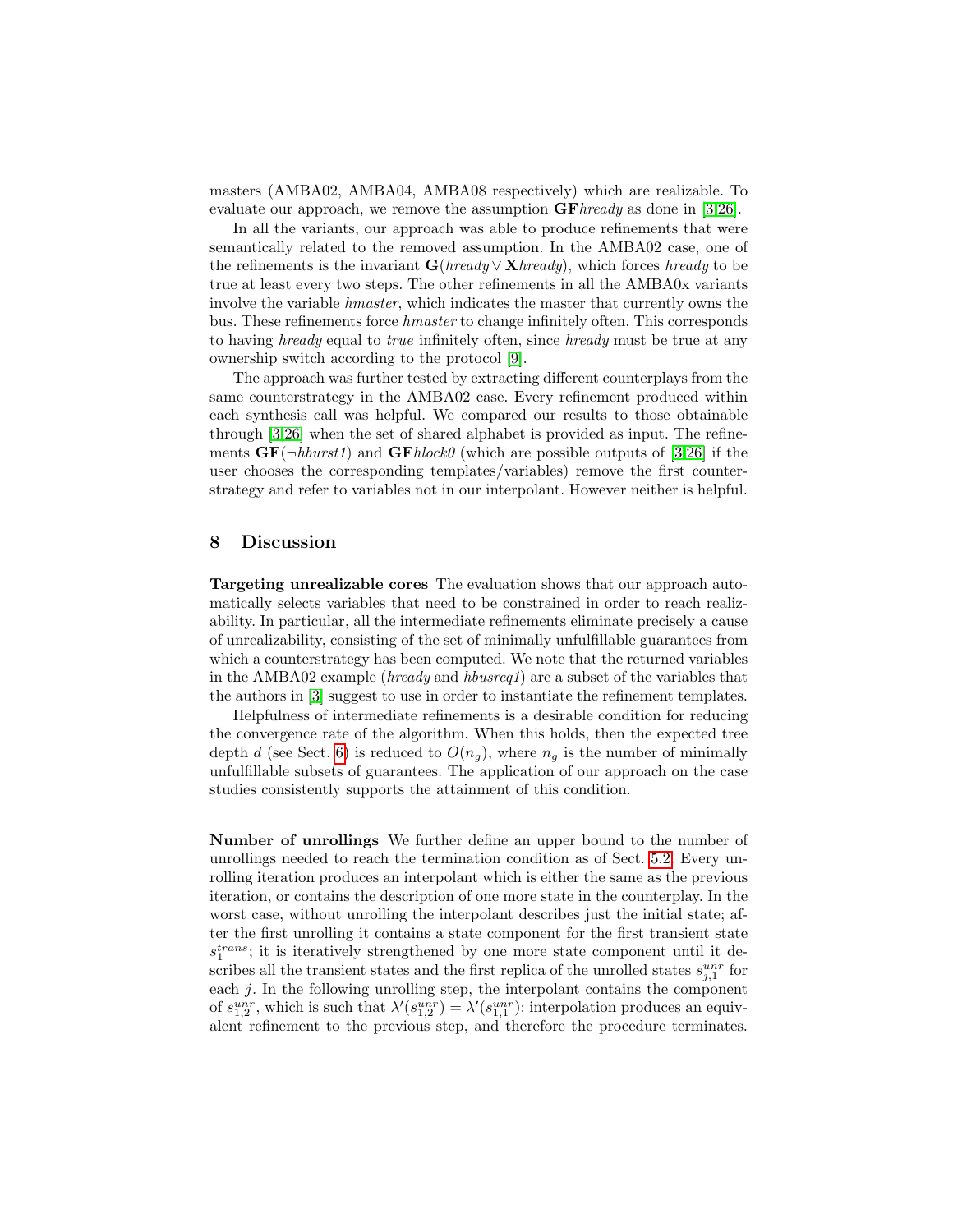masters (AMBA02, AMBA04, AMBA08 respectively) which are realizable. To evaluate our approach, we remove the assumption $\mathbf{GF}\mathit{hready}$ as done in [3,26].

In all the variants, our approach was able to produce refinements that were semantically related to the removed assumption. In the AMBA02 case, one of the refinements is the invariant $\mathbf{G}(\mathit{hready} \vee \mathbf{X}\mathit{hready})$, which forces *hready* to be true at least every two steps. The other refinements in all the AMBA0x variants involve the variable *hmaster*, which indicates the master that currently owns the bus. These refinements force *hmaster* to change infinitely often. This corresponds to having *hready* equal to *true* infinitely often, since *hready* must be true at any ownership switch according to the protocol [9].

The approach was further tested by extracting different counterplays from the same counterstrategy in the AMBA02 case. Every refinement produced within each synthesis call was helpful. We compared our results to those obtainable through [3,26] when the set of shared alphabet is provided as input. The refinements $\mathbf{GF}(\neg \mathit{hburst1})$ and $\mathbf{GF}\mathit{hlock0}$ (which are possible outputs of [3,26] if the user chooses the corresponding templates/variables) remove the first counterstrategy and refer to variables not in our interpolant. However neither is helpful.

## 8 Discussion

**Targeting unrealizable cores** The evaluation shows that our approach automatically selects variables that need to be constrained in order to reach realizability. In particular, all the intermediate refinements eliminate precisely a cause of unrealizability, consisting of the set of minimally unfulfillable guarantees from which a counterstrategy has been computed. We note that the returned variables in the AMBA02 example (*hready* and *hbusreq1*) are a subset of the variables that the authors in [3] suggest to use in order to instantiate the refinement templates.

Helpfulness of intermediate refinements is a desirable condition for reducing the convergence rate of the algorithm. When this holds, then the expected tree depth $d$ (see Sect. 6) is reduced to $O(n_g)$, where $n_g$ is the number of minimally unfulfillable subsets of guarantees. The application of our approach on the case studies consistently supports the attainment of this condition.

**Number of unrollings** We further define an upper bound to the number of unrollings needed to reach the termination condition as of Sect. 5.2. Every unrolling iteration produces an interpolant which is either the same as the previous iteration, or contains the description of one more state in the counterplay. In the worst case, without unrolling the interpolant describes just the initial state; after the first unrolling it contains a state component for the first transient state $s_1^{trans}$; it is iteratively strengthened by one more state component until it describes all the transient states and the first replica of the unrolled states $s_{j,1}^{unr}$ for each $j$. In the following unrolling step, the interpolant contains the component of $s_{1,2}^{unr}$, which is such that $\lambda'(s_{1,2}^{unr}) = \lambda'(s_{1,1}^{unr})$: interpolation produces an equivalent refinement to the previous step, and therefore the procedure terminates.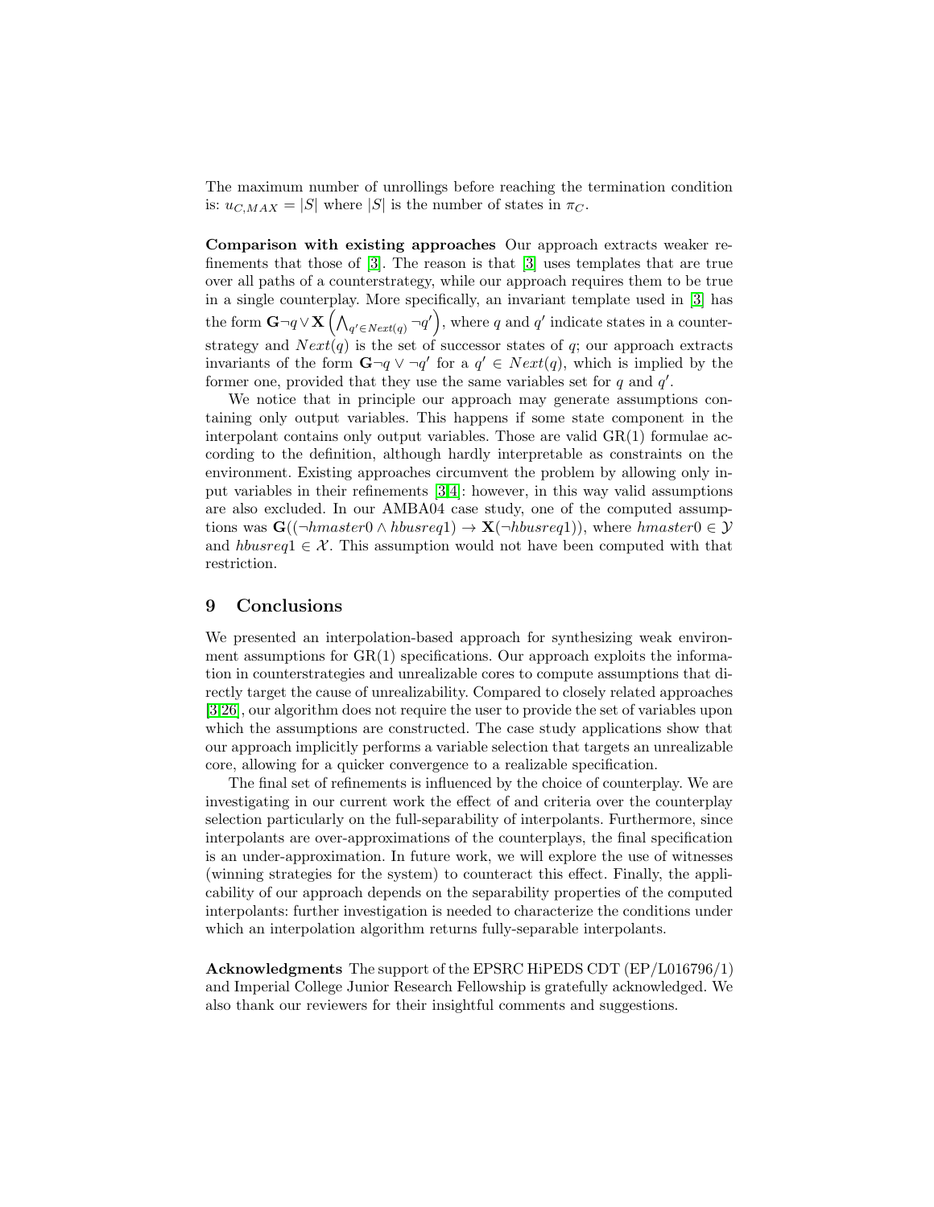The maximum number of unrollings before reaching the termination condition is: $u_{C,MAX} = |S|$ where $|S|$ is the number of states in $\pi_C$.

**Comparison with existing approaches** Our approach extracts weaker refinements that those of [3]. The reason is that [3] uses templates that are true over all paths of a counterstrategy, while our approach requires them to be true in a single counterplay. More specifically, an invariant template used in [3] has the form $\mathbf{G}\neg q \vee \mathbf{X}\left(\bigwedge_{q' \in Next(q)} \neg q'\right)$, where $q$ and $q'$ indicate states in a counterstrategy and $Next(q)$ is the set of successor states of $q$; our approach extracts invariants of the form $\mathbf{G}\neg q \vee \neg q'$ for a $q' \in Next(q)$, which is implied by the former one, provided that they use the same variables set for $q$ and $q'$.

We notice that in principle our approach may generate assumptions containing only output variables. This happens if some state component in the interpolant contains only output variables. Those are valid GR(1) formulae according to the definition, although hardly interpretable as constraints on the environment. Existing approaches circumvent the problem by allowing only input variables in their refinements [3,4]: however, in this way valid assumptions are also excluded. In our AMBA04 case study, one of the computed assumptions was $\mathbf{G}((\neg hmaster0 \wedge hbusreq1) \rightarrow \mathbf{X}(\neg hbusreq1))$, where $hmaster0 \in \mathcal{Y}$ and $hbusreq1 \in \mathcal{X}$. This assumption would not have been computed with that restriction.

## 9 Conclusions

We presented an interpolation-based approach for synthesizing weak environment assumptions for GR(1) specifications. Our approach exploits the information in counterstrategies and unrealizable cores to compute assumptions that directly target the cause of unrealizability. Compared to closely related approaches [3,26], our algorithm does not require the user to provide the set of variables upon which the assumptions are constructed. The case study applications show that our approach implicitly performs a variable selection that targets an unrealizable core, allowing for a quicker convergence to a realizable specification.

The final set of refinements is influenced by the choice of counterplay. We are investigating in our current work the effect of and criteria over the counterplay selection particularly on the full-separability of interpolants. Furthermore, since interpolants are over-approximations of the counterplays, the final specification is an under-approximation. In future work, we will explore the use of witnesses (winning strategies for the system) to counteract this effect. Finally, the applicability of our approach depends on the separability properties of the computed interpolants: further investigation is needed to characterize the conditions under which an interpolation algorithm returns fully-separable interpolants.

**Acknowledgments** The support of the EPSRC HiPEDS CDT (EP/L016796/1) and Imperial College Junior Research Fellowship is gratefully acknowledged. We also thank our reviewers for their insightful comments and suggestions.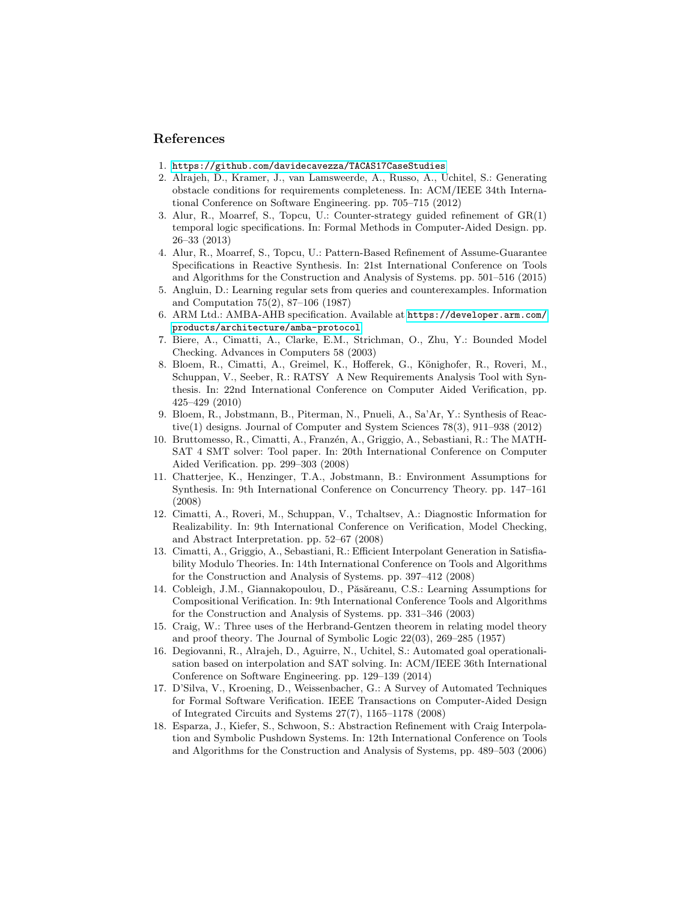# References

1. https://github.com/davidecavezza/TACAS17CaseStudies
2. Alrajeh, D., Kramer, J., van Lamsweerde, A., Russo, A., Uchitel, S.: Generating obstacle conditions for requirements completeness. In: ACM/IEEE 34th International Conference on Software Engineering. pp. 705–715 (2012)
3. Alur, R., Moarref, S., Topcu, U.: Counter-strategy guided refinement of GR(1) temporal logic specifications. In: Formal Methods in Computer-Aided Design. pp. 26–33 (2013)
4. Alur, R., Moarref, S., Topcu, U.: Pattern-Based Refinement of Assume-Guarantee Specifications in Reactive Synthesis. In: 21st International Conference on Tools and Algorithms for the Construction and Analysis of Systems. pp. 501–516 (2015)
5. Angluin, D.: Learning regular sets from queries and counterexamples. Information and Computation 75(2), 87–106 (1987)
6. ARM Ltd.: AMBA-AHB specification. Available at https://developer.arm.com/products/architecture/amba-protocol
7. Biere, A., Cimatti, A., Clarke, E.M., Strichman, O., Zhu, Y.: Bounded Model Checking. Advances in Computers 58 (2003)
8. Bloem, R., Cimatti, A., Greimel, K., Hofferek, G., Könighofer, R., Roveri, M., Schuppan, V., Seeber, R.: RATSY A New Requirements Analysis Tool with Synthesis. In: 22nd International Conference on Computer Aided Verification, pp. 425–429 (2010)
9. Bloem, R., Jobstmann, B., Piterman, N., Pnueli, A., Sa'Ar, Y.: Synthesis of Reactive(1) designs. Journal of Computer and System Sciences 78(3), 911–938 (2012)
10. Bruttomesso, R., Cimatti, A., Franzén, A., Griggio, A., Sebastiani, R.: The MATHSAT 4 SMT solver: Tool paper. In: 20th International Conference on Computer Aided Verification. pp. 299–303 (2008)
11. Chatterjee, K., Henzinger, T.A., Jobstmann, B.: Environment Assumptions for Synthesis. In: 9th International Conference on Concurrency Theory. pp. 147–161 (2008)
12. Cimatti, A., Roveri, M., Schuppan, V., Tchaltsev, A.: Diagnostic Information for Realizability. In: 9th International Conference on Verification, Model Checking, and Abstract Interpretation. pp. 52–67 (2008)
13. Cimatti, A., Griggio, A., Sebastiani, R.: Efficient Interpolant Generation in Satisfiability Modulo Theories. In: 14th International Conference on Tools and Algorithms for the Construction and Analysis of Systems. pp. 397–412 (2008)
14. Cobleigh, J.M., Giannakopoulou, D., Păsăreanu, C.S.: Learning Assumptions for Compositional Verification. In: 9th International Conference Tools and Algorithms for the Construction and Analysis of Systems. pp. 331–346 (2003)
15. Craig, W.: Three uses of the Herbrand-Gentzen theorem in relating model theory and proof theory. The Journal of Symbolic Logic 22(03), 269–285 (1957)
16. Degiovanni, R., Alrajeh, D., Aguirre, N., Uchitel, S.: Automated goal operationalisation based on interpolation and SAT solving. In: ACM/IEEE 36th International Conference on Software Engineering. pp. 129–139 (2014)
17. D'Silva, V., Kroening, D., Weissenbacher, G.: A Survey of Automated Techniques for Formal Software Verification. IEEE Transactions on Computer-Aided Design of Integrated Circuits and Systems 27(7), 1165–1178 (2008)
18. Esparza, J., Kiefer, S., Schwoon, S.: Abstraction Refinement with Craig Interpolation and Symbolic Pushdown Systems. In: 12th International Conference on Tools and Algorithms for the Construction and Analysis of Systems, pp. 489–503 (2006)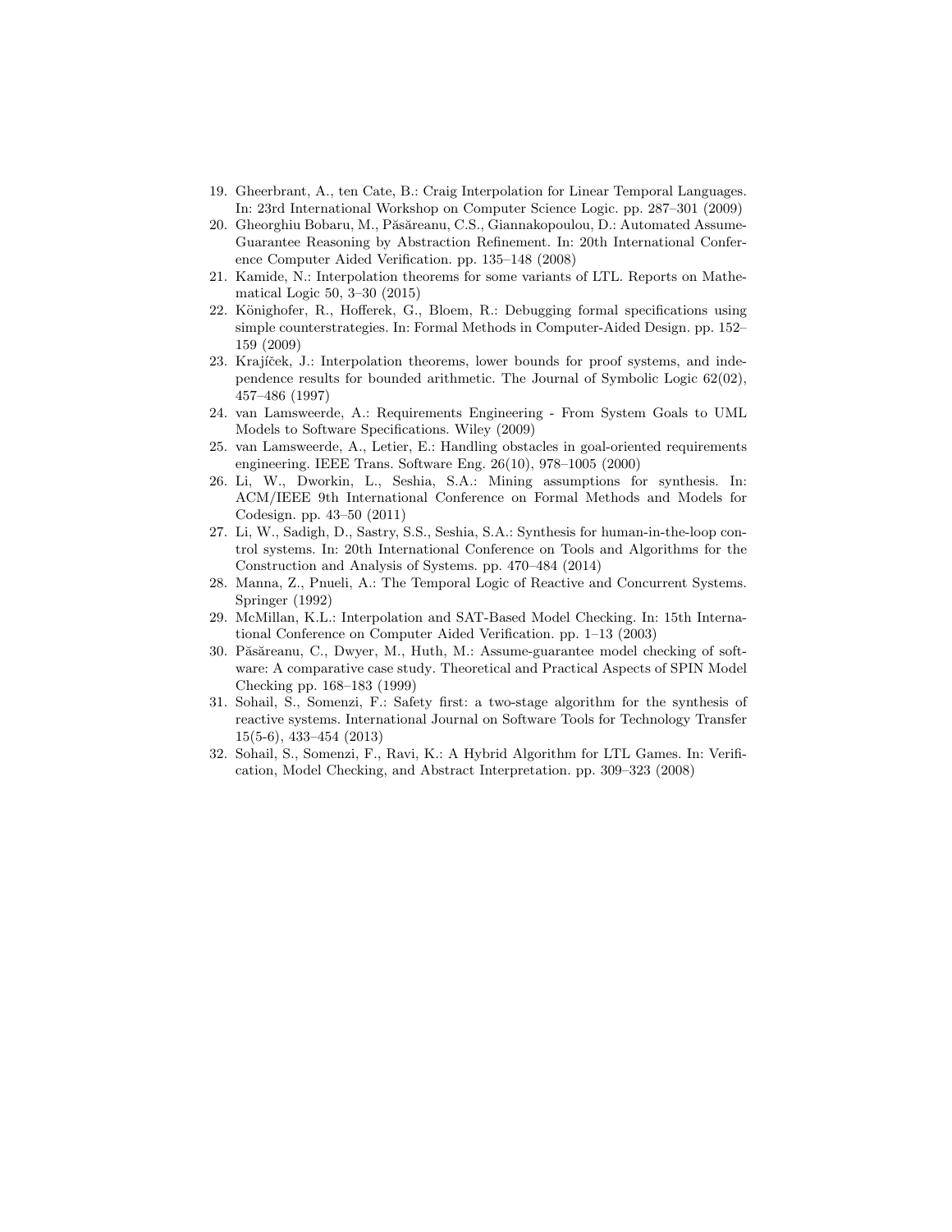19. Gheerbrant, A., ten Cate, B.: Craig Interpolation for Linear Temporal Languages. In: 23rd International Workshop on Computer Science Logic. pp. 287–301 (2009)
20. Gheorghiu Bobaru, M., Păsăreanu, C.S., Giannakopoulou, D.: Automated Assume-Guarantee Reasoning by Abstraction Refinement. In: 20th International Conference Computer Aided Verification. pp. 135–148 (2008)
21. Kamide, N.: Interpolation theorems for some variants of LTL. Reports on Mathematical Logic 50, 3–30 (2015)
22. Könighofer, R., Hofferek, G., Bloem, R.: Debugging formal specifications using simple counterstrategies. In: Formal Methods in Computer-Aided Design. pp. 152–159 (2009)
23. Krajíček, J.: Interpolation theorems, lower bounds for proof systems, and independence results for bounded arithmetic. The Journal of Symbolic Logic 62(02), 457–486 (1997)
24. van Lamsweerde, A.: Requirements Engineering - From System Goals to UML Models to Software Specifications. Wiley (2009)
25. van Lamsweerde, A., Letier, E.: Handling obstacles in goal-oriented requirements engineering. IEEE Trans. Software Eng. 26(10), 978–1005 (2000)
26. Li, W., Dworkin, L., Seshia, S.A.: Mining assumptions for synthesis. In: ACM/IEEE 9th International Conference on Formal Methods and Models for Codesign. pp. 43–50 (2011)
27. Li, W., Sadigh, D., Sastry, S.S., Seshia, S.A.: Synthesis for human-in-the-loop control systems. In: 20th International Conference on Tools and Algorithms for the Construction and Analysis of Systems. pp. 470–484 (2014)
28. Manna, Z., Pnueli, A.: The Temporal Logic of Reactive and Concurrent Systems. Springer (1992)
29. McMillan, K.L.: Interpolation and SAT-Based Model Checking. In: 15th International Conference on Computer Aided Verification. pp. 1–13 (2003)
30. Păsăreanu, C., Dwyer, M., Huth, M.: Assume-guarantee model checking of software: A comparative case study. Theoretical and Practical Aspects of SPIN Model Checking pp. 168–183 (1999)
31. Sohail, S., Somenzi, F.: Safety first: a two-stage algorithm for the synthesis of reactive systems. International Journal on Software Tools for Technology Transfer 15(5-6), 433–454 (2013)
32. Sohail, S., Somenzi, F., Ravi, K.: A Hybrid Algorithm for LTL Games. In: Verification, Model Checking, and Abstract Interpretation. pp. 309–323 (2008)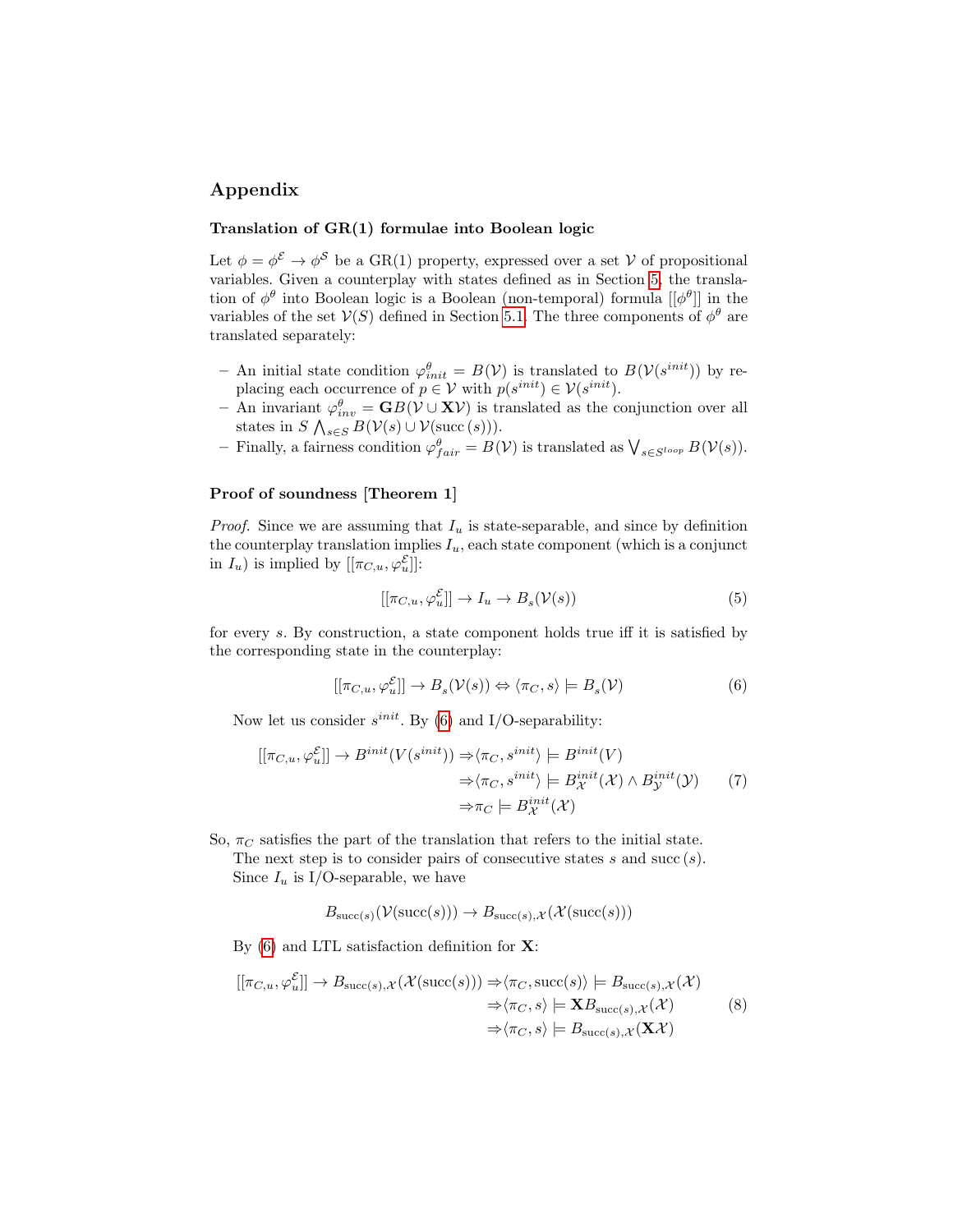## Appendix

### Translation of GR(1) formulae into Boolean logic

Let $\phi = \phi^{\mathcal{E}} \rightarrow \phi^{\mathcal{S}}$ be a GR(1) property, expressed over a set $\mathcal{V}$ of propositional variables. Given a counterplay with states defined as in Section 5, the translation of $\phi^{\theta}$ into Boolean logic is a Boolean (non-temporal) formula $[[\phi^{\theta}]]$ in the variables of the set $\mathcal{V}(S)$ defined in Section 5.1. The three components of $\phi^{\theta}$ are translated separately:

- An initial state condition $\varphi^{\theta}_{init} = B(\mathcal{V})$ is translated to $B(\mathcal{V}(s^{init}))$ by replacing each occurrence of $p \in \mathcal{V}$ with $p(s^{init}) \in \mathcal{V}(s^{init})$.
- An invariant $\varphi^{\theta}_{inv} = \mathbf{G}B(\mathcal{V} \cup \mathbf{X}\mathcal{V})$ is translated as the conjunction over all states in $S$ $\bigwedge_{s \in S} B(\mathcal{V}(s) \cup \mathcal{V}(\mathrm{succ}\,(s)))$.
- Finally, a fairness condition $\varphi^{\theta}_{fair} = B(\mathcal{V})$ is translated as $\bigvee_{s \in S^{loop}} B(\mathcal{V}(s))$.

### Proof of soundness [Theorem 1]

*Proof.* Since we are assuming that $I_u$ is state-separable, and since by definition the counterplay translation implies $I_u$, each state component (which is a conjunct in $I_u$) is implied by $[[\pi_{C,u}, \varphi^{\mathcal{E}}_u]]$:

$$[[\pi_{C,u}, \varphi^{\mathcal{E}}_u]] \rightarrow I_u \rightarrow B_s(\mathcal{V}(s)) \tag{5}$$

for every $s$. By construction, a state component holds true iff it is satisfied by the corresponding state in the counterplay:

$$[[\pi_{C,u}, \varphi^{\mathcal{E}}_u]] \rightarrow B_s(\mathcal{V}(s)) \Leftrightarrow \langle \pi_C, s \rangle \models B_s(\mathcal{V}) \tag{6}$$

Now let us consider $s^{init}$. By (6) and I/O-separability:

$$\begin{aligned}
[[\pi_{C,u}, \varphi^{\mathcal{E}}_u]] \rightarrow B^{init}(V(s^{init})) &\Rightarrow \langle \pi_C, s^{init} \rangle \models B^{init}(V) \\
&\Rightarrow \langle \pi_C, s^{init} \rangle \models B^{init}_{\mathcal{X}}(\mathcal{X}) \wedge B^{init}_{\mathcal{Y}}(\mathcal{Y}) \\
&\Rightarrow \pi_C \models B^{init}_{\mathcal{X}}(\mathcal{X})
\end{aligned} \tag{7}$$

So, $\pi_C$ satisfies the part of the translation that refers to the initial state.

The next step is to consider pairs of consecutive states $s$ and $\mathrm{succ}\,(s)$.

Since $I_u$ is I/O-separable, we have

$$B_{\mathrm{succ}(s)}(\mathcal{V}(\mathrm{succ}(s))) \rightarrow B_{\mathrm{succ}(s),\mathcal{X}}(\mathcal{X}(\mathrm{succ}(s)))$$

By (6) and LTL satisfaction definition for $\mathbf{X}$:

$$\begin{aligned}
[[\pi_{C,u}, \varphi^{\mathcal{E}}_u]] \rightarrow B_{\mathrm{succ}(s),\mathcal{X}}(\mathcal{X}(\mathrm{succ}(s))) &\Rightarrow \langle \pi_C, \mathrm{succ}(s) \rangle \models B_{\mathrm{succ}(s),\mathcal{X}}(\mathcal{X}) \\
&\Rightarrow \langle \pi_C, s \rangle \models \mathbf{X}B_{\mathrm{succ}(s),\mathcal{X}}(\mathcal{X}) \\
&\Rightarrow \langle \pi_C, s \rangle \models B_{\mathrm{succ}(s),\mathcal{X}}(\mathbf{X}\mathcal{X})
\end{aligned} \tag{8}$$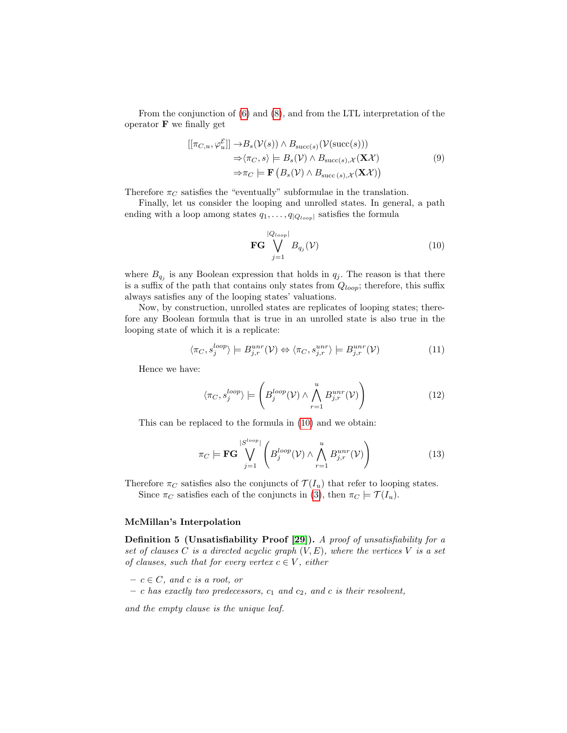From the conjunction of (6) and (8), and from the LTL interpretation of the operator $\mathbf{F}$ we finally get

$$
\begin{aligned}
[[\pi_{C,u}, \varphi_u^{\mathcal{E}}]] &\rightarrow B_s(\mathcal{V}(s)) \wedge B_{\mathrm{succ}(s)}(\mathcal{V}(\mathrm{succ}(s))) \\
&\Rightarrow \langle \pi_C, s \rangle \models B_s(\mathcal{V}) \wedge B_{\mathrm{succ}(s),\mathcal{X}}(\mathbf{X}\mathcal{X}) \\
&\Rightarrow \pi_C \models \mathbf{F}\left(B_s(\mathcal{V}) \wedge B_{\mathrm{succ}\,(s),\mathcal{X}}(\mathbf{X}\mathcal{X})\right)
\end{aligned}
\tag{9}
$$

Therefore $\pi_C$ satisfies the "eventually" subformulae in the translation.

Finally, let us consider the looping and unrolled states. In general, a path ending with a loop among states $q_1, \ldots, q_{|Q_{loop}|}$ satisfies the formula

$$
\mathbf{FG} \bigvee_{j=1}^{|Q_{loop}|} B_{q_j}(\mathcal{V}) \tag{10}
$$

where $B_{q_j}$ is any Boolean expression that holds in $q_j$. The reason is that there is a suffix of the path that contains only states from $Q_{loop}$; therefore, this suffix always satisfies any of the looping states' valuations.

Now, by construction, unrolled states are replicates of looping states; therefore any Boolean formula that is true in an unrolled state is also true in the looping state of which it is a replicate:

$$
\langle \pi_C, s_j^{loop} \rangle \models B_{j,r}^{unr}(\mathcal{V}) \Leftrightarrow \langle \pi_C, s_{j,r}^{unr} \rangle \models B_{j,r}^{unr}(\mathcal{V}) \tag{11}
$$

Hence we have:

$$
\langle \pi_C, s_j^{loop} \rangle \models \left( B_j^{loop}(\mathcal{V}) \wedge \bigwedge_{r=1}^{u} B_{j,r}^{unr}(\mathcal{V}) \right) \tag{12}
$$

This can be replaced to the formula in (10) and we obtain:

$$
\pi_C \models \mathbf{FG} \bigvee_{j=1}^{|S^{loop}|} \left( B_j^{loop}(\mathcal{V}) \wedge \bigwedge_{r=1}^{u} B_{j,r}^{unr}(\mathcal{V}) \right) \tag{13}
$$

Therefore $\pi_C$ satisfies also the conjuncts of $\mathcal{T}(I_u)$ that refer to looping states.

Since $\pi_C$ satisfies each of the conjuncts in (3), then $\pi_C \models \mathcal{T}(I_u)$.

### McMillan's Interpolation

**Definition 5 (Unsatisfiability Proof [29]).** *A proof of unsatisfiability for a set of clauses $C$ is a directed acyclic graph $(V, E)$, where the vertices $V$ is a set of clauses, such that for every vertex $c \in V$, either*

- *$c \in C$, and $c$ is a root, or*
- *$c$ has exactly two predecessors, $c_1$ and $c_2$, and $c$ is their resolvent,*

*and the empty clause is the unique leaf.*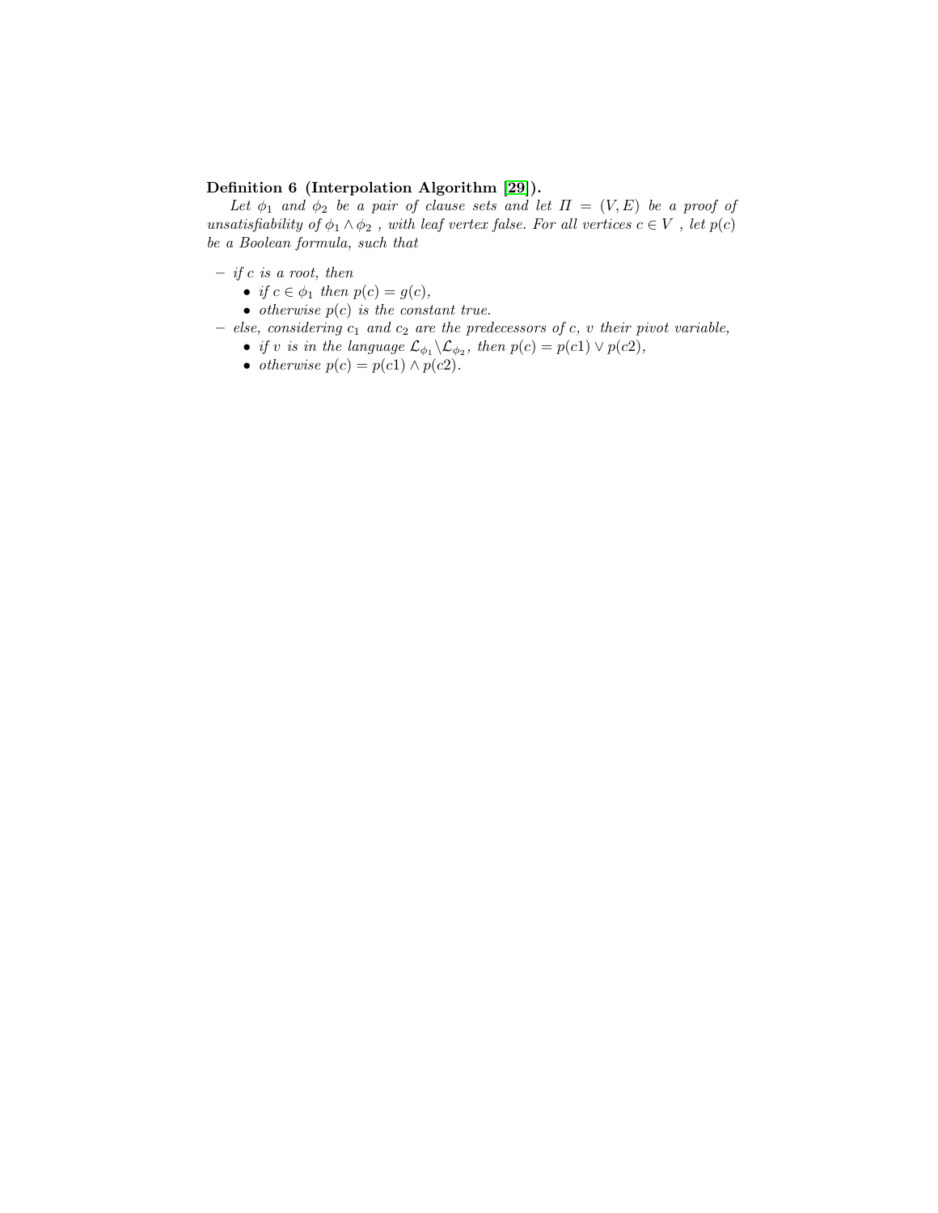**Definition 6 (Interpolation Algorithm [29]).**

*Let $\phi_1$ and $\phi_2$ be a pair of clause sets and let $\Pi = (V, E)$ be a proof of unsatisfiability of $\phi_1 \wedge \phi_2$ , with leaf vertex false. For all vertices $c \in V$ , let $p(c)$ be a Boolean formula, such that*

- *if $c$ is a root, then*
  - *if $c \in \phi_1$ then $p(c) = g(c)$,*
  - *otherwise $p(c)$ is the constant true.*
- *else, considering $c_1$ and $c_2$ are the predecessors of $c$, $v$ their pivot variable,*
  - *if $v$ is in the language $\mathcal{L}_{\phi_1} \backslash \mathcal{L}_{\phi_2}$, then $p(c) = p(c1) \vee p(c2)$,*
  - *otherwise $p(c) = p(c1) \wedge p(c2)$.*